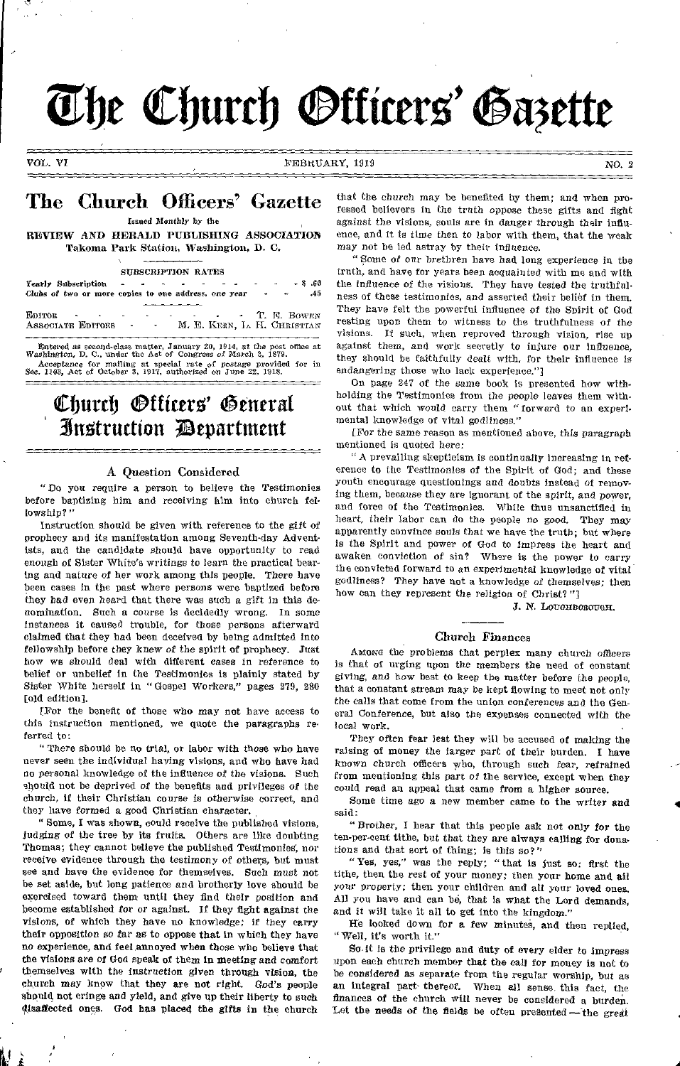# The Church Officers' Gazette

VOL. VI — FEBRUARY, 1919 — NO. 2

## The Church Officers' Gazette

Issued Monthly by the

**REVIEW AND HERALD PUBLISHING ASSOCIATION**
Takoma Park Station, Washington, D. C.

SUBSCRIPTION RATES

Yearly Subscription - - - - - - - - - - $ .60
Clubs of two or more copies to one address, one year - - .45

EDITOR - - - - - - - - - T. E. BOWEN
ASSOCIATE EDITORS - - - M. E. KERN, L. H. CHRISTIAN

Entered as second-class matter, January 20, 1914, at the post office at Washington, D. C., under the Act of Congress of March 3, 1879.
Acceptance for mailing at special rate of postage provided for in Sec. 1103, Act of October 3, 1917, authorized on June 22, 1918.

# Church Officers' General Instruction Department

### A Question Considered

"Do you require a person to believe the Testimonies before baptizing him and receiving him into church fellowship?"

Instruction should be given with reference to the gift of prophecy and its manifestation among Seventh-day Adventists, and the candidate should have opportunity to read enough of Sister White's writings to learn the practical bearing and nature of her work among this people. There have been cases in the past where persons were baptized before they had even heard that there was such a gift in this denomination. Such a course is decidedly wrong. In some instances it caused trouble, for those persons afterward claimed that they had been deceived by being admitted into fellowship before they knew of the spirit of prophecy. Just how we should deal with different cases in reference to belief or unbelief in the Testimonies is plainly stated by Sister White herself in "Gospel Workers," pages 279, 280 [old edition].

[For the benefit of those who may not have access to this instruction mentioned, we quote the paragraphs referred to:

"There should be no trial, or labor with those who have never seen the individual having visions, and who have had no personal knowledge of the influence of the visions. Such should not be deprived of the benefits and privileges of the church, if their Christian course is otherwise correct, and they have formed a good Christian character.

"Some, I was shown, could receive the published visions, judging of the tree by its fruits. Others are like doubting Thomas; they cannot believe the published Testimonies, nor receive evidence through the testimony of others, but must see and have the evidence for themselves. Such must not be set aside, but long patience and brotherly love should be exercised toward them until they find their position and become established for or against. If they fight against the visions, of which they have no knowledge; if they carry their opposition so far as to oppose that in which they have no experience, and feel annoyed when those who believe that the visions are of God speak of them in meeting and comfort themselves with the instruction given through vision, the church may know that they are not right. God's people should not cringe and yield, and give up their liberty to such disaffected ones. God has placed the gifts in the church that the church may be benefited by them; and when professed believers in the truth oppose these gifts and fight against the visions, souls are in danger through their influence, and it is time then to labor with them, that the weak may not be led astray by their influence.

"Some of our brethren have had long experience in the truth, and have for years been acquainted with me and with the influence of the visions. They have tested the truthfulness of these testimonies, and asserted their belief in them. They have felt the powerful influence of the Spirit of God resting upon them to witness to the truthfulness of the visions. If such, when reproved through vision, rise up against them, and work secretly to injure our influence, they should be faithfully dealt with, for their influence is endangering those who lack experience."]

On page 247 of the same book is presented how withholding the Testimonies from the people leaves them without that which would carry them "forward to an experimental knowledge of vital godliness."

[For the same reason as mentioned above, this paragraph mentioned is quoted here:

"A prevailing skepticism is continually increasing in reference to the Testimonies of the Spirit of God; and these youth encourage questionings and doubts instead of removing them, because they are ignorant of the spirit, and power, and force of the Testimonies. While thus unsanctified in heart, their labor can do the people no good. They may apparently convince souls that we have the truth; but where is the Spirit and power of God to impress the heart and awaken conviction of sin? Where is the power to carry the convicted forward to an experimental knowledge of vital godliness? They have not a knowledge of themselves; then how can they represent the religion of Christ?"]

J. N. LOUGHBOROUGH.

### Church Finances

AMONG the problems that perplex many church officers is that of urging upon the members the need of constant giving, and how best to keep the matter before the people, that a constant stream may be kept flowing to meet not only the calls that come from the union conferences and the General Conference, but also the expenses connected with the local work.

They often fear lest they will be accused of making the raising of money the larger part of their burden. I have known church officers who, through such fear, refrained from mentioning this part of the service, except when they could read an appeal that came from a higher source.

Some time ago a new member came to the writer and said:

"Brother, I hear that this people ask not only for the ten-per-cent tithe, but that they are always calling for donations and that sort of thing; is this so?"

"Yes, yes," was the reply; "that is just so: first the tithe, then the rest of your money; then your home and all your property; then your children and all your loved ones. All you have and can be, that is what the Lord demands, and it will take it all to get into the kingdom."

He looked down for a few minutes, and then replied, "Well, it's worth it."

So it is the privilege and duty of every elder to impress upon each church member that the call for money is not to be considered as separate from the regular worship, but as an integral part thereof. When all sense this fact, the finances of the church will never be considered a burden. Let the needs of the fields be often presented — the great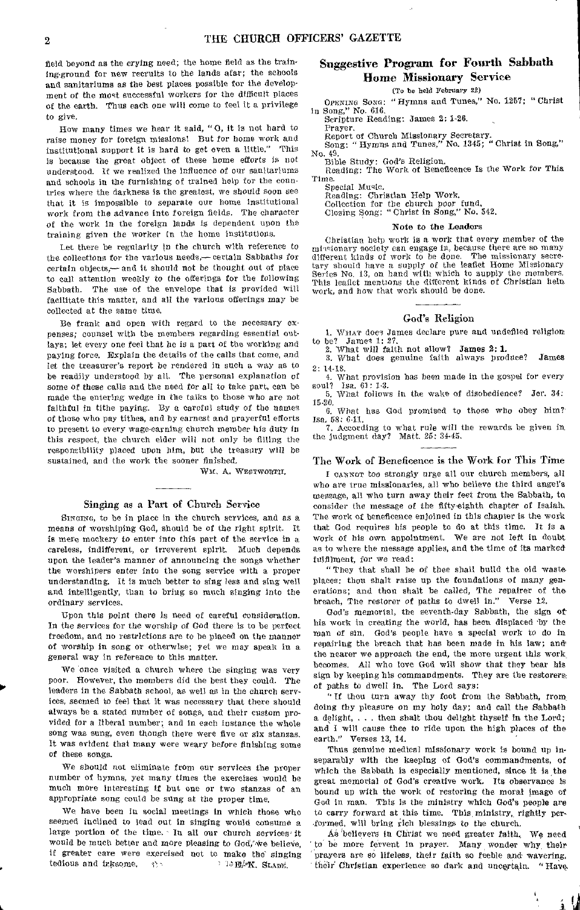field beyond as the crying need; the home field as the training-ground for new recruits to the lands afar; the schools and sanitariums as the best places possible for the development of the most successful workers for the difficult places of the earth. Thus each one will come to feel it a privilege to give.

How many times we hear it said, "O, it is not hard to raise money for foreign missions! But for home work and institutional support it is hard to get even a little." This is because the great object of these home efforts is not understood. If we realized the influence of our sanitariums and schools in the furnishing of trained help for the countries where the darkness is the greatest, we should soon see that it is impossible to separate our home institutional work from the advance into foreign fields. The character of the work in the foreign lands is dependent upon the training given the worker in the home institutions.

Let there be regularity in the church with reference to the collections for the various needs,— certain Sabbaths for certain objects,— and it should not be thought out of place to call attention weekly to the offerings for the following Sabbath. The use of the envelope that is provided will facilitate this matter, and all the various offerings may be collected at the same time.

Be frank and open with regard to the necessary expenses; counsel with the members regarding essential outlays; let every one feel that he is a part of the working and paying force. Explain the details of the calls that come, and let the treasurer's report be rendered in such a way as to be readily understood by all. The personal explanation of some of these calls and the need for all to take part, can be made the entering wedge in the talks to those who are not faithful in tithe paying. By a careful study of the names of those who pay tithes, and by earnest and prayerful efforts to present to every wage-earning church member his duty in this respect, the church elder will not only be filling the responsibility placed upon him, but the treasury will be sustained, and the work the sooner finished.

WM. A. WESTWORTH.

## Singing as a Part of Church Service

SINGING, to be in place in the church services, and as a means of worshiping God, should be of the right spirit. It is mere mockery to enter into this part of the service in a careless, indifferent, or irreverent spirit. Much depends upon the leader's manner of announcing the songs whether the worshipers enter into the song service with a proper understanding. It is much better to sing less and sing well and intelligently, than to bring so much singing into the ordinary services.

Upon this point there is need of careful consideration. In the services for the worship of God there is to be perfect freedom, and no restrictions are to be placed on the manner of worship in song or otherwise; yet we may speak in a general way in reference to this matter.

We once visited a church where the singing was very poor. However, the members did the best they could. The leaders in the Sabbath school, as well as in the church services, seemed to feel that it was necessary that there should always be a stated number of songs, and their custom provided for a liberal number; and in each instance the whole song was sung, even though there were five or six stanzas. It was evident that many were weary before finishing some of these songs.

We should not eliminate from our services the proper number of hymns, yet many times the exercises would be much more interesting if but one or two stanzas of an appropriate song could be sung at the proper time.

We have been in social meetings in which those who seemed inclined to lead out in singing would consume a large portion of the time. In all our church services it would be much better and more pleasing to God, we believe, if greater care were exercised not to make the singing tedious and irksome.

E. K. SLADE.

## Suggestive Program for Fourth Sabbath Home Missionary Service

(To be held February 22)

OPENING SONG: "Hymns and Tunes," No. 1257; "Christ in Song," No. 616.
Scripture Reading: James 2: 1-26.
Prayer.
Report of Church Missionary Secretary.
Song: "Hymns and Tunes," No. 1345; "Christ in Song," No. 49.
Bible Study: God's Religion.
Reading: The Work of Beneficence Is the Work for This Time.
Special Music.
Reading: Christian Help Work.
Collection for the church poor fund.
Closing Song: "Christ in Song," No. 342.

### Note to the Leaders

Christian help work is a work that every member of the missionary society can engage in, because there are so many different kinds of work to be done. The missionary secretary should have a supply of the leaflet Home Missionary Series No. 13, on hand with which to supply the members. This leaflet mentions the different kinds of Christian help work, and how that work should be done.

## God's Religion

1. WHAT does James declare pure and undefiled religion to be? James 1: 27.
2. What will faith not allow? **James 2: 1.**
3. What does genuine faith always produce? James 2: 14-18.
4. What provision has been made in the gospel for every soul? Isa. 61: 1-3.
5. What follows in the wake of disobedience? Jer. 34: 15-20.
6. What has God promised to those who obey him? Isa. 58: 6-11.
7. According to what rule will the rewards be given in the judgment day? Matt. 25: 34-45.

## The Work of Beneficence is the Work for This Time

I CANNOT too strongly urge all our church members, all who are true missionaries, all who believe the third angel's message, all who turn away their feet from the Sabbath, to consider the message of the fifty-eighth chapter of Isaiah. The work of beneficence enjoined in this chapter is the work that God requires his people to do at this time. It is a work of his own appointment. We are not left in doubt as to where the message applies, and the time of its marked fulfilment, for we read:

"They that shall be of thee shall build the old waste places: thou shalt raise up the foundations of many generations; and thou shalt be called, The repairer of the breach, The restorer of paths to dwell in." Verse 12.

God's memorial, the seventh-day Sabbath, the sign of his work in creating the world, has been displaced by the man of sin. God's people have a special work to do in repairing the breach that has been made in his law; and the nearer we approach the end, the more urgent this work becomes. All who love God will show that they bear his sign by keeping his commandments. They are the restorers of paths to dwell in. The Lord says:

"If thou turn away thy foot from the Sabbath, from doing thy pleasure on my holy day; and call the Sabbath a delight, . . . then shalt thou delight thyself in the Lord; and I will cause thee to ride upon the high places of the earth." Verses 13, 14.

Thus genuine medical missionary work is bound up inseparably with the keeping of God's commandments, of which the Sabbath is especially mentioned, since it is the great memorial of God's creative work. Its observance is bound up with the work of restoring the moral image of God in man. This is the ministry which God's people are to carry forward at this time. This ministry, rightly performed, will bring rich blessings to the church.

As believers in Christ we need greater faith. We need to be more fervent in prayer. Many wonder why their prayers are so lifeless, their faith so feeble and wavering, their Christian experience so dark and uncertain. "Have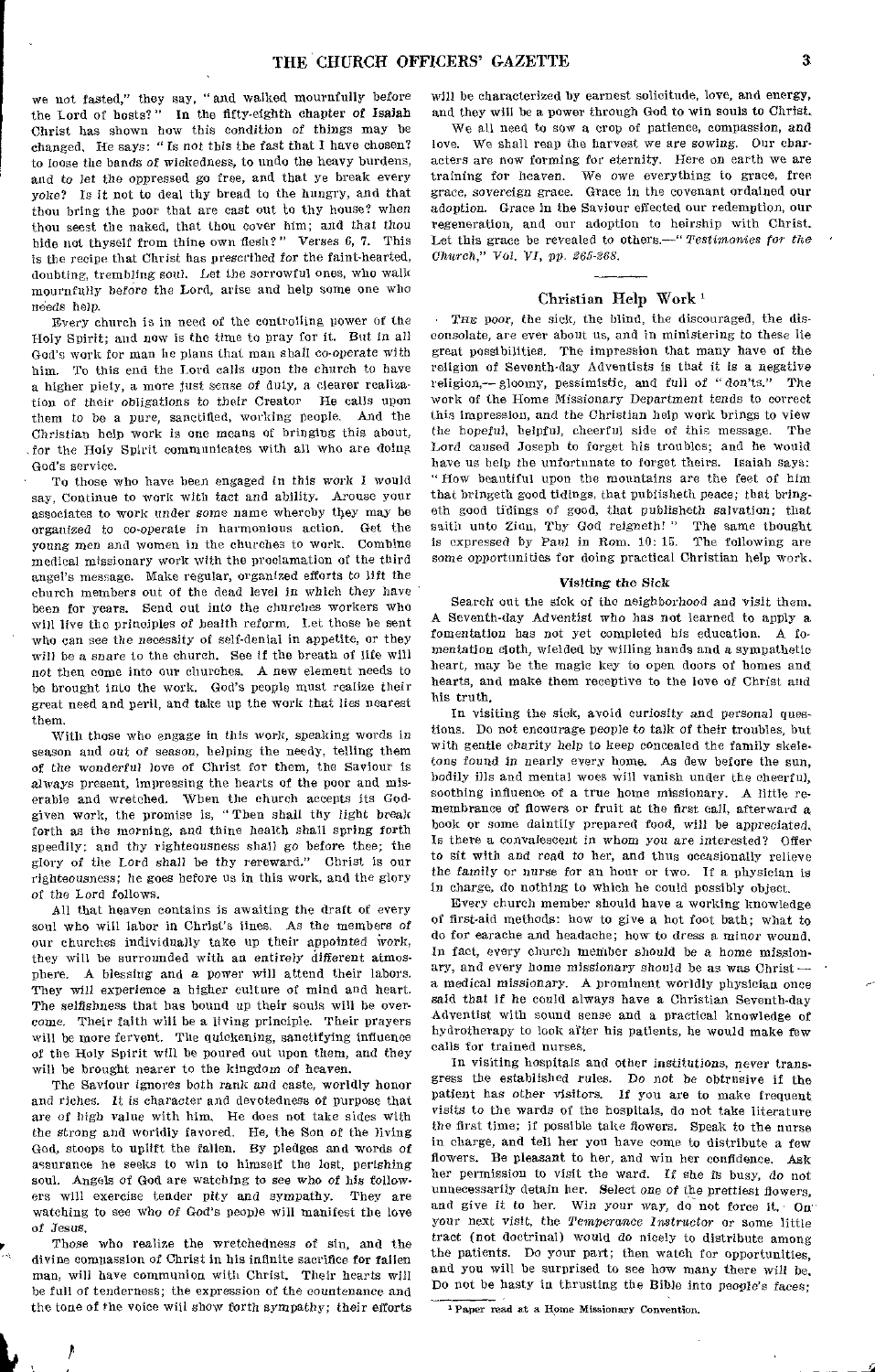we not fasted," they say, "and walked mournfully before the Lord of hosts?" In the fifty-eighth chapter of Isaiah Christ has shown how this condition of things may be changed. He says: "Is not this the fast that I have chosen? to loose the bands of wickedness, to undo the heavy burdens, and to let the oppressed go free, and that ye break every yoke? Is it not to deal thy bread to the hungry, and that thou bring the poor that are cast out to thy house? when thou seest the naked, that thou cover him; and that thou hide not thyself from thine own flesh?" Verses 6, 7. This is the recipe that Christ has prescribed for the faint-hearted, doubting, trembling soul. Let the sorrowful ones, who walk mournfully before the Lord, arise and help some one who needs help.

Every church is in need of the controlling power of the Holy Spirit; and now is the time to pray for it. But in all God's work for man he plans that man shall co-operate with him. To this end the Lord calls upon the church to have a higher piety, a more just sense of duty, a clearer realization of their obligations to their Creator. He calls upon them to be a pure, sanctified, working people. And the Christian help work is one means of bringing this about, for the Holy Spirit communicates with all who are doing God's service.

To those who have been engaged in this work I would say, Continue to work with tact and ability. Arouse your associates to work under some name whereby they may be organized to co-operate in harmonious action. Get the young men and women in the churches to work. Combine medical missionary work with the proclamation of the third angel's message. Make regular, organized efforts to lift the church members out of the dead level in which they have been for years. Send out into the churches workers who will live the principles of health reform. Let those be sent who can see the necessity of self-denial in appetite, or they will be a snare to the church. See if the breath of life will not then come into our churches. A new element needs to be brought into the work. God's people must realize their great need and peril, and take up the work that lies nearest them.

With those who engage in this work, speaking words in season and out of season, helping the needy, telling them of the wonderful love of Christ for them, the Saviour is always present, impressing the hearts of the poor and miserable and wretched. When the church accepts its God-given work, the promise is, "Then shall thy light break forth as the morning, and thine health shall spring forth speedily: and thy righteousness shall go before thee; the glory of the Lord shall be thy rereward." Christ is our righteousness; he goes before us in this work, and the glory of the Lord follows.

All that heaven contains is awaiting the draft of every soul who will labor in Christ's lines. As the members of our churches individually take up their appointed work, they will be surrounded with an entirely different atmosphere. A blessing and a power will attend their labors. They will experience a higher culture of mind and heart. The selfishness that has bound up their souls will be overcome. Their faith will be a living principle. Their prayers will be more fervent. The quickening, sanctifying influence of the Holy Spirit will be poured out upon them, and they will be brought nearer to the kingdom of heaven.

The Saviour ignores both rank and caste, worldly honor and riches. It is character and devotedness of purpose that are of high value with him. He does not take sides with the strong and worldly favored. He, the Son of the living God, stoops to uplift the fallen. By pledges and words of assurance he seeks to win to himself the lost, perishing soul. Angels of God are watching to see who of his followers will exercise tender pity and sympathy. They are watching to see who of God's people will manifest the love of Jesus.

Those who realize the wretchedness of sin, and the divine compassion of Christ in his infinite sacrifice for fallen man, will have communion with Christ. Their hearts will be full of tenderness; the expression of the countenance and the tone of the voice will show forth sympathy; their efforts will be characterized by earnest solicitude, love, and energy, and they will be a power through God to win souls to Christ.

We all need to sow a crop of patience, compassion, and love. We shall reap the harvest we are sowing. Our characters are now forming for eternity. Here on earth we are training for heaven. We owe everything to grace, free grace, sovereign grace. Grace in the covenant ordained our adoption. Grace in the Saviour effected our redemption, our regeneration, and our adoption to heirship with Christ. Let this grace be revealed to others.—"*Testimonies for the Church," Vol. VI, pp. 265-268.*

## Christian Help Work [1]

The poor, the sick, the blind, the discouraged, the disconsolate, are ever about us, and in ministering to these lie great possibilities. The impression that many have of the religion of Seventh-day Adventists is that it is a negative religion,— gloomy, pessimistic, and full of "don'ts." The work of the Home Missionary Department tends to correct this impression, and the Christian help work brings to view the hopeful, helpful, cheerful side of this message. The Lord caused Joseph to forget his troubles; and he would have us help the unfortunate to forget theirs. Isaiah says: "How beautiful upon the mountains are the feet of him that bringeth good tidings, that publisheth peace; that bringeth good tidings of good, that publisheth salvation; that saith unto Zion, Thy God reigneth!" The same thought is expressed by Paul in Rom. 10: 15. The following are some opportunities for doing practical Christian help work.

### Visiting the Sick

Search out the sick of the neighborhood and visit them. A Seventh-day Adventist who has not learned to apply a fomentation has not yet completed his education. A fomentation cloth, wielded by willing hands and a sympathetic heart, may be the magic key to open doors of homes and hearts, and make them receptive to the love of Christ and his truth.

In visiting the sick, avoid curiosity and personal questions. Do not encourage people to talk of their troubles, but with gentle charity help to keep concealed the family skeletons found in nearly every home. As dew before the sun, bodily ills and mental woes will vanish under the cheerful, soothing influence of a true home missionary. A little remembrance of flowers or fruit at the first call, afterward a book or some daintily prepared food, will be appreciated. Is there a convalescent in whom you are interested? Offer to sit with and read to her, and thus occasionally relieve the family or nurse for an hour or two. If a physician is in charge, do nothing to which he could possibly object.

Every church member should have a working knowledge of first-aid methods: how to give a hot foot bath; what to do for earache and headache; how to dress a minor wound. In fact, every church member should be a home missionary, and every home missionary should be as was Christ — a medical missionary. A prominent worldly physician once said that if he could always have a Christian Seventh-day Adventist with sound sense and a practical knowledge of hydrotherapy to look after his patients, he would make few calls for trained nurses.

In visiting hospitals and other institutions, never transgress the established rules. Do not be obtrusive if the patient has other visitors. If you are to make frequent visits to the wards of the hospitals, do not take literature the first time; if possible take flowers. Speak to the nurse in charge, and tell her you have come to distribute a few flowers. Be pleasant to her, and win her confidence. Ask her permission to visit the ward. If she is busy, do not unnecessarily detain her. Select one of the prettiest flowers, and give it to her. Win your way, do not force it. On your next visit, the *Temperance Instructor* or some little tract (not doctrinal) would do nicely to distribute among the patients. Do your part; then watch for opportunities, and you will be surprised to see how many there will be. Do not be hasty in thrusting the Bible into people's faces;

[1] Paper read at a Home Missionary Convention.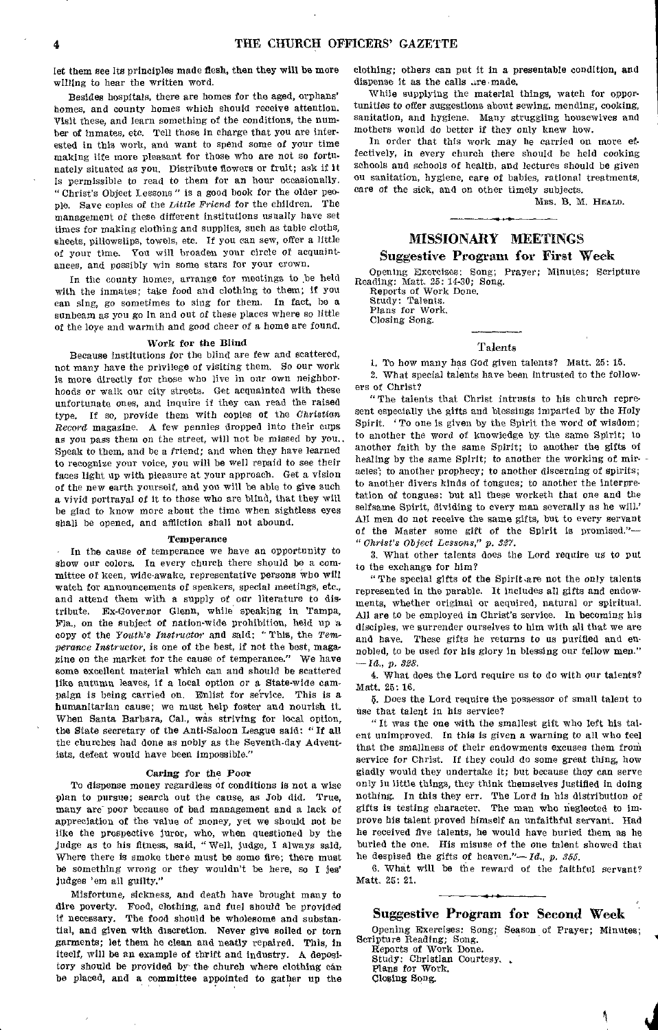let them see its principles made flesh, then they will be more willing to hear the written word.

Besides hospitals, there are homes for the aged, orphans' homes, and county homes which should receive attention. Visit these, and learn something of the conditions, the number of inmates, etc. Tell those in charge that you are interested in this work, and want to spend some of your time making life more pleasant for those who are not so fortunately situated as you. Distribute flowers or fruit; ask if it is permissible to read to them for an hour occasionally. "Christ's Object Lessons" is a good book for the older people. Save copies of the *Little Friend* for the children. The management of these different institutions usually have set times for making clothing and supplies, such as table cloths, sheets, pillowslips, towels, etc. If you can sew, offer a little of your time. You will broaden your circle of acquaintances, and possibly win some stars for your crown.

In the county homes, arrange for meetings to be held with the inmates; take food and clothing to them; if you can sing, go sometimes to sing for them. In fact, be a sunbeam as you go in and out of these places where so little of the love and warmth and good cheer of a home are found.

#### Work for the Blind

Because institutions for the blind are few and scattered, not many have the privilege of visiting them. So our work is more directly for those who live in our own neighborhoods or walk our city streets. Get acquainted with these unfortunate ones, and inquire if they can read the raised type. If so, provide them with copies of the *Christian Record* magazine. A few pennies dropped into their cups as you pass them on the street, will not be missed by you. Speak to them, and be a friend; and when they have learned to recognize your voice, you will be well repaid to see their faces light up with pleasure at your approach. Get a vision of the new earth yourself, and you will be able to give such a vivid portrayal of it to those who are blind, that they will be glad to know more about the time when sightless eyes shall be opened, and affliction shall not abound.

#### Temperance

In the cause of temperance we have an opportunity to show our colors. In every church there should be a committee of keen, wide-awake, representative persons who will watch for announcements of speakers, special meetings, etc., and attend them with a supply of our literature to distribute. Ex-Governor Glenn, while speaking in Tampa, Fla., on the subject of nation-wide prohibition, held up a copy of the *Youth's Instructor* and said: "This, the *Temperance Instructor*, is one of the best, if not the best, magazine on the market for the cause of temperance." We have some excellent material which can and should be scattered like autumn leaves, if a local option or a State-wide campaign is being carried on. Enlist for service. This is a humanitarian cause; we must help foster and nourish it. When Santa Barbara, Cal., was striving for local option, the State secretary of the Anti-Saloon League said: "If all the churches had done as nobly as the Seventh-day Adventists, defeat would have been impossible."

#### Caring for the Poor

To dispense money regardless of conditions is not a wise plan to pursue; search out the cause, as Job did. True, many are poor because of bad management and a lack of appreciation of the value of money, yet we should not be like the prospective juror, who, when questioned by the judge as to his fitness, said, "Well, judge, I always said, Where there is smoke there must be some fire; there must be something wrong or they wouldn't be here, so I jes' judges 'em all guilty."

Misfortune, sickness, and death have brought many to dire poverty. Food, clothing, and fuel should be provided if necessary. The food should be wholesome and substantial, and given with discretion. Never give soiled or torn garments; let them be clean and neatly repaired. This, in itself, will be an example of thrift and industry. A depository should be provided by the church where clothing can be placed, and a committee appointed to gather up the clothing; others can put it in a presentable condition, and dispense it as the calls are made.

While supplying the material things, watch for opportunities to offer suggestions about sewing, mending, cooking, sanitation, and hygiene. Many struggling housewives and mothers would do better if they only knew how.

In order that this work may be carried on more effectively, in every church there should be held cooking schools and schools of health, and lectures should be given on sanitation, hygiene, care of babies, rational treatments, care of the sick, and on other timely subjects.

MRS. B. M. HEALD.

## MISSIONARY MEETINGS

### Suggestive Program for First Week

Opening Exercises: Song; Prayer; Minutes; Scripture Reading: Matt. 25: 14-30; Song.
Reports of Work Done.
Study: Talents.
Plans for Work.
Closing Song.

#### Talents

1. To how many has God given talents? Matt. 25: 15.

2. What special talents have been intrusted to the followers of Christ?

"The talents that Christ intrusts to his church represent especially the gifts and blessings imparted by the Holy Spirit. 'To one is given by the Spirit the word of wisdom; to another the word of knowledge by the same Spirit; to another faith by the same Spirit; to another the gifts of healing by the same Spirit; to another the working of miracles; to another prophecy; to another discerning of spirits; to another divers kinds of tongues; to another the interpretation of tongues: but all these worketh that one and the selfsame Spirit, dividing to every man severally as he will.' All men do not receive the same gifts, but to every servant of the Master some gift of the Spirit is promised."—"*Christ's Object Lessons,*" *p. 327.*

3. What other talents does the Lord require us to put to the exchange for him?

"The special gifts of the Spirit are not the only talents represented in the parable. It includes all gifts and endowments, whether original or acquired, natural or spiritual. All are to be employed in Christ's service. In becoming his disciples, we surrender ourselves to him with all that we are and have. These gifts he returns to us purified and ennobled, to be used for his glory in blessing our fellow men."—*Id., p. 328.*

4. What does the Lord require us to do with our talents? Matt. 25: 16.

5. Does the Lord require the possessor of small talent to use that talent in his service?

"It was the one with the smallest gift who left his talent unimproved. In this is given a warning to all who feel that the smallness of their endowments excuses them from service for Christ. If they could do some great thing, how gladly would they undertake it; but because they can serve only in little things, they think themselves justified in doing nothing. In this they err. The Lord in his distribution of gifts is testing character. The man who neglected to improve his talent proved himself an unfaithful servant. Had he received five talents, he would have buried them as he buried the one. His misuse of the one talent showed that he despised the gifts of heaven."—*Id., p. 355.*

6. What will be the reward of the faithful servant? Matt. 25: 21.

### Suggestive Program for Second Week

Opening Exercises: Song; Season of Prayer; Minutes; Scripture Reading; Song.
Reports of Work Done.
Study: Christian Courtesy.
Plans for Work.
Closing Song.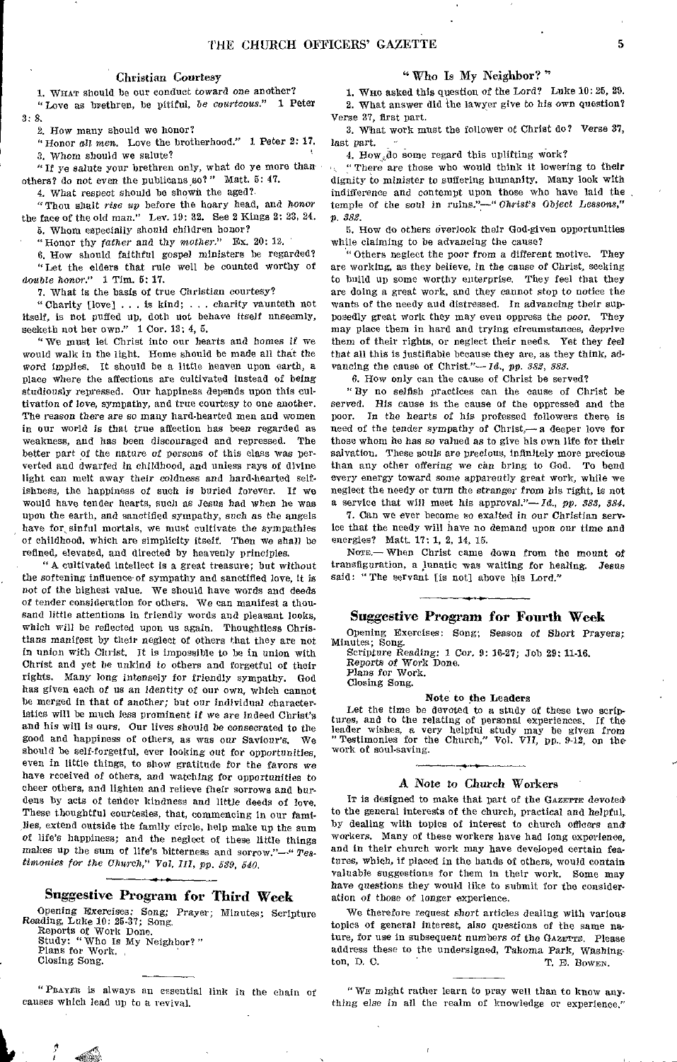## Christian Courtesy

1. What should be our conduct toward one another?

"Love as brethren, be pitiful, *be courteous*." 1 Peter 3: 8.

2. How many should we honor?

"Honor *all men*. Love the brotherhood." 1 Peter 2: 17.

3. Whom should we salute?

"If ye salute your brethren only, what do ye more than others? do not even the publicans so?" Matt. 5: 47.

4. What respect should be shown the aged?

"Thou shalt *rise up* before the hoary head, and *honor* the face of the old man." Lev. 19: 32. See 2 Kings 2: 23, 24.

5. Whom especially should children honor?

"Honor thy *father* and thy *mother*." Ex. 20: 12.

6. How should faithful gospel ministers be regarded?

"Let the elders that rule well be counted worthy of *double honor*." 1 Tim. 5: 17.

7. What is the basis of true Christian courtesy?

"Charity [love] . . . is kind; . . . charity vaunteth not itself, is not puffed up, doth not behave itself unseemly, seeketh not her own." 1 Cor. 13: 4, 5.

"We must let Christ into our hearts and homes if we would walk in the light. Home should be made all that the word implies. It should be a little heaven upon earth, a place where the affections are cultivated instead of being studiously repressed. Our happiness depends upon this cultivation of love, sympathy, and true courtesy to one another. The reason there are so many hard-hearted men and women in our world is that true affection has been regarded as weakness, and has been discouraged and repressed. The better part of the nature of persons of this class was perverted and dwarfed in childhood, and unless rays of divine light can melt away their coldness and hard-hearted selfishness, the happiness of such is buried forever. If we would have tender hearts, such as Jesus had when he was upon the earth, and sanctified sympathy, such as the angels have for sinful mortals, we must cultivate the sympathies of childhood, which are simplicity itself. Then we shall be refined, elevated, and directed by heavenly principles.

"A cultivated intellect is a great treasure; but without the softening influence of sympathy and sanctified love, it is not of the highest value. We should have words and deeds of tender consideration for others. We can manifest a thousand little attentions in friendly words and pleasant looks, which will be reflected upon us again. Thoughtless Christians manifest by their neglect of others that they are not in union with Christ. It is impossible to be in union with Christ and yet be unkind to others and forgetful of their rights. Many long intensely for friendly sympathy. God has given each of us an identity of our own, which cannot be merged in that of another; but our individual characteristics will be much less prominent if we are indeed Christ's and his will is ours. Our lives should be consecrated to the good and happiness of others, as was our Saviour's. We should be self-forgetful, ever looking out for opportunities, even in little things, to show gratitude for the favors we have received of others, and watching for opportunities to cheer others, and lighten and relieve their sorrows and burdens by acts of tender kindness and little deeds of love. These thoughtful courtesies, that, commencing in our families, extend outside the family circle, help make up the sum of life's happiness; and the neglect of these little things makes up the sum of life's bitterness and sorrow."—"*Testimonies for the Church*," *Vol. III, pp. 539, 540.*

## Suggestive Program for Third Week

Opening Exercises: Song; Prayer; Minutes; Scripture Reading, Luke 10: 25-37; Song.
Reports of Work Done.
Study: "Who Is My Neighbor?"
Plans for Work.
Closing Song.

"Prayer is always an essential link in the chain of causes which lead up to a revival.

## "Who Is My Neighbor?"

1. Who asked this question of the Lord? Luke 10: 25, 29.

2. What answer did the lawyer give to his own question? Verse 27, first part.

3. What work must the follower of Christ do? Verse 37, last part.

4. How do some regard this uplifting work?

"There are those who would think it lowering to their dignity to minister to suffering humanity. Many look with indifference and contempt upon those who have laid the temple of the soul in ruins."—"*Christ's Object Lessons*," *p. 382.*

5. How do others overlook their God-given opportunities while claiming to be advancing the cause?

"Others neglect the poor from a different motive. They are working, as they believe, in the cause of Christ, seeking to build up some worthy enterprise. They feel that they are doing a great work, and they cannot stop to notice the wants of the needy and distressed. In advancing their supposedly great work they may even oppress the poor. They may place them in hard and trying circumstances, deprive them of their rights, or neglect their needs. Yet they feel that all this is justifiable because they are, as they think, advancing the cause of Christ."—*Id., pp. 382, 383.*

6. How only can the cause of Christ be served?

"By no selfish practices can the cause of Christ be served. His cause is the cause of the oppressed and the poor. In the hearts of his professed followers there is need of the tender sympathy of Christ,—a deeper love for those whom he has so valued as to give his own life for their salvation. These souls are precious, infinitely more precious than any other offering we can bring to God. To bend every energy toward some apparently great work, while we neglect the needy or turn the stranger from his right, is not a service that will meet his approval."—*Id., pp. 383, 384.*

7. Can we ever become so exalted in our Christian service that the needy will have no demand upon our time and energies? Matt. 17: 1, 2, 14, 15.

Note.—When Christ came down from the mount of transfiguration, a lunatic was waiting for healing. Jesus said: "The servant [is not] above his Lord."

## Suggestive Program for Fourth Week

Opening Exercises: Song; Season of Short Prayers; Minutes; Song.
Scripture Reading: 1 Cor. 9: 16-27; Job 29: 11-16.
Reports of Work Done.
Plans for Work.
Closing Song.

### Note to the Leaders

Let the time be devoted to a study of these two scriptures, and to the relating of personal experiences. If the leader wishes, a very helpful study may be given from "Testimonies for the Church," Vol. VII, pp. 9-12, on the work of soul-saving.

## A Note to Church Workers

It is designed to make that part of the Gazette devoted to the general interests of the church, practical and helpful, by dealing with topics of interest to church officers and workers. Many of these workers have had long experience, and in their church work may have developed certain features, which, if placed in the hands of others, would contain valuable suggestions for them in their work. Some may have questions they would like to submit for the consideration of those of longer experience.

We therefore request short articles dealing with various topics of general interest, also questions of the same nature, for use in subsequent numbers of the Gazette. Please address these to the undersigned, Takoma Park, Washington, D. C.

T. E. Bowen.

"We might rather learn to pray well than to know anything else in all the realm of knowledge or experience."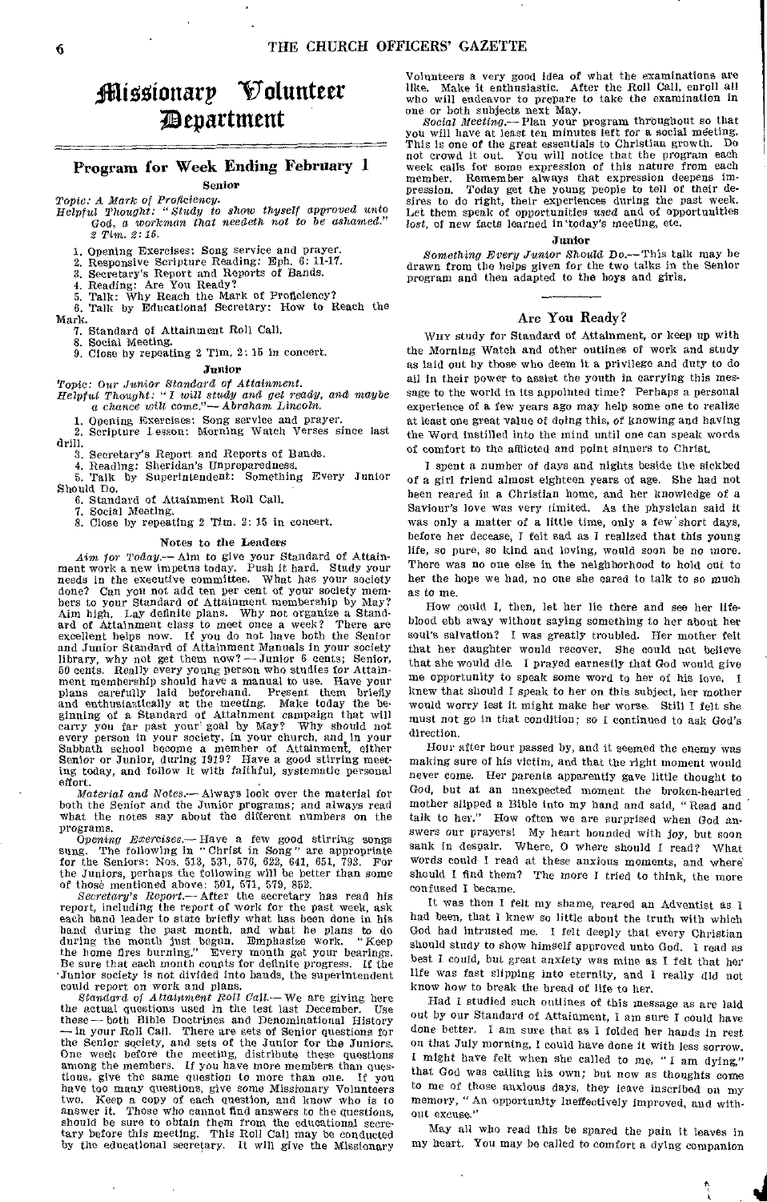# Missionary Volunteer Department

## Program for Week Ending February 1

### Senior

*Topic: A Mark of Proficiency.*

*Helpful Thought: "Study to show thyself approved unto God, a workman that needeth not to be ashamed." 2 Tim. 2: 15.*

1. Opening Exercises: Song service and prayer.
2. Responsive Scripture Reading: Eph. 6: 11-17.
3. Secretary's Report and Reports of Bands.
4. Reading: Are You Ready?
5. Talk: Why Reach the Mark of Proficiency?
6. Talk by Educational Secretary: How to Reach the Mark.
7. Standard of Attainment Roll Call.
8. Social Meeting.
9. Close by repeating 2 Tim. 2: 15 in concert.

### Junior

*Topic: Our Junior Standard of Attainment.*

*Helpful Thought: "I will study and get ready, and maybe a chance will come."— Abraham Lincoln.*

1. Opening Exercises: Song service and prayer.
2. Scripture Lesson: Morning Watch Verses since last drill.
3. Secretary's Report and Reports of Bands.
4. Reading: Sheridan's Unpreparedness.
5. Talk by Superintendent: Something Every Junior Should Do.
6. Standard of Attainment Roll Call.
7. Social Meeting.
8. Close by repeating 2 Tim. 2: 15 in concert.

### Notes to the Leaders

*Aim for Today.*— Aim to give your Standard of Attainment work a new impetus today. Push it hard. Study your needs in the executive committee. What has your society done? Can you not add ten per cent of your society members to your Standard of Attainment membership by May? Aim high. Lay definite plans. Why not organize a Standard of Attainment class to meet once a week? There are excellent helps now. If you do not have both the Senior and Junior Standard of Attainment Manuals in your society library, why not get them now? — Junior 6 cents; Senior, 50 cents. Really every young person who studies for Attainment membership should have a manual to use. Have your plans carefully laid beforehand. Present them briefly and enthusiastically at the meeting. Make today the beginning of a Standard of Attainment campaign that will carry you far past your goal by May? Why should not every person in your society, in your church, and in your Sabbath school become a member of Attainment, either Senior or Junior, during 1919? Have a good stirring meeting today, and follow it with faithful, systematic personal effort.

*Material and Notes.*— Always look over the material for both the Senior and the Junior programs; and always read what the notes say about the different numbers on the programs.

*Opening Exercises.*— Have a few good stirring songs sung. The following in "Christ in Song" are appropriate for the Seniors: Nos. 513, 531, 576, 622, 641, 651, 793. For the Juniors, perhaps the following will be better than some of those mentioned above: 501, 571, 579, 852.

*Secretary's Report.*— After the secretary has read his report, including the report of work for the past week, ask each band leader to state briefly what has been done in his band during the past month, and what he plans to do during the month just begun. Emphasize work. "Keep the home fires burning." Every month get your bearings. Be sure that each month counts for definite progress. If the Junior society is not divided into bands, the superintendent could report on work and plans.

*Standard of Attainment Roll Call.*— We are giving here the actual questions used in the test last December. Use these — both Bible Doctrines and Denominational History — in your Roll Call. There are sets of Senior questions for the Senior society, and sets of the Junior for the Juniors. One week before the meeting, distribute these questions among the members. If you have more members than questions, give the same question to more than one. If you have too many questions, give some Missionary Volunteers two. Keep a copy of each question, and know who is to answer it. Those who cannot find answers to the questions, should be sure to obtain them from the educational secretary before this meeting. This Roll Call may be conducted by the educational secretary. It will give the Missionary Volunteers a very good idea of what the examinations are like. Make it enthusiastic. After the Roll Call, enroll all who will endeavor to prepare to take the examination in one or both subjects next May.

*Social Meeting.*— Plan your program throughout so that you will have at least ten minutes left for a social meeting. This is one of the great essentials to Christian growth. Do not crowd it out. You will notice that the program each week calls for some expression of this nature from each member. Remember always that expression deepens impression. Today get the young people to tell of their desires to do right, their experiences during the past week. Let them speak of opportunities *used* and of opportunities *lost*, of new facts learned in today's meeting, etc.

### Junior

*Something Every Junior Should Do.*— This talk may be drawn from the helps given for the two talks in the Senior program and then adapted to the boys and girls.

## Are You Ready?

Why study for Standard of Attainment, or keep up with the Morning Watch and other outlines of work and study as laid out by those who deem it a privilege and duty to do all in their power to assist the youth in carrying this message to the world in its appointed time? Perhaps a personal experience of a few years ago may help some one to realize at least one great value of doing this, of knowing and having the Word instilled into the mind until one can speak words of comfort to the afflicted and point sinners to Christ.

I spent a number of days and nights beside the sickbed of a girl friend almost eighteen years of age. She had not been reared in a Christian home, and her knowledge of a Saviour's love was very limited. As the physician said it was only a matter of a little time, only a few short days, before her decease, I felt sad as I realized that this young life, so pure, so kind and loving, would soon be no more. There was no one else in the neighborhood to hold out to her the hope we had, no one she cared to talk to so much as to me.

How could I, then, let her lie there and see her life-blood ebb away without saying something to her about her soul's salvation? I was greatly troubled. Her mother felt that her daughter would recover. She could not believe that she would die. I prayed earnestly that God would give me opportunity to speak some word to her of his love. I knew that should I speak to her on this subject, her mother would worry lest it might make her worse. Still I felt she must not go in that condition; so I continued to ask God's direction.

Hour after hour passed by, and it seemed the enemy was making sure of his victim, and that the right moment would never come. Her parents apparently gave little thought to God, but at an unexpected moment the broken-hearted mother slipped a Bible into my hand and said, "Read and talk to her." How often we are surprised when God answers our prayers! My heart bounded with joy, but soon sank in despair. Where, O where should I read? What words could I read at these anxious moments, and where should I find them? The more I tried to think, the more confused I became.

It was then I felt my shame, reared an Adventist as I had been, that I knew so little about the truth with which God had intrusted me. I felt deeply that every Christian should study to show himself approved unto God. I read as best I could, but great anxiety was mine as I felt that her life was fast slipping into eternity, and I really did not know how to break the bread of life to her.

Had I studied such outlines of this message as are laid out by our Standard of Attainment, I am sure I could have done better. I am sure that as I folded her hands in rest on that July morning, I could have done it with less sorrow. I might have felt when she called to me, "I am dying," that God was calling his own; but now as thoughts come to me of those anxious days, they leave inscribed on my memory, "An opportunity ineffectively improved, and without excuse."

May all who read this be spared the pain it leaves in my heart. You may be called to comfort a dying companion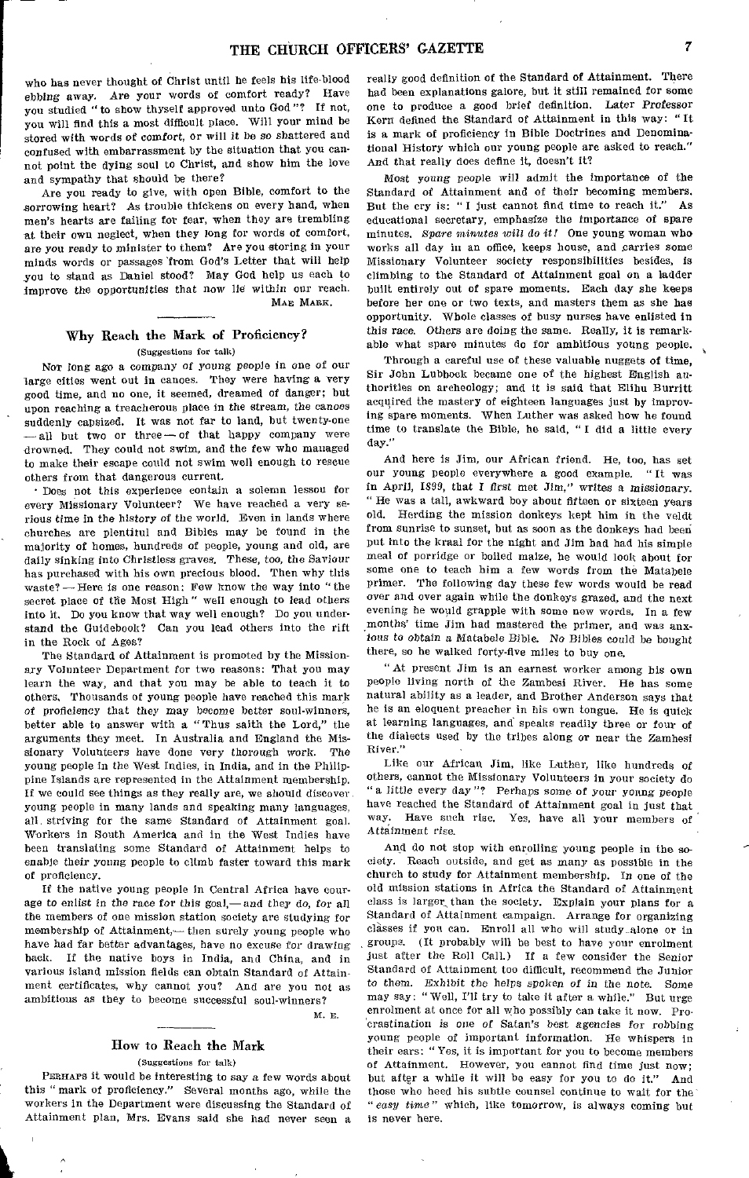who has never thought of Christ until he feels his life-blood ebbing away. Are your words of comfort ready? Have you studied "to show thyself approved unto God"? If not, you will find this a most difficult place. Will your mind be stored with words of comfort, or will it be so shattered and confused with embarrassment by the situation that you cannot point the dying soul to Christ, and show him the love and sympathy that should be there?

Are you ready to give, with open Bible, comfort to the sorrowing heart? As trouble thickens on every hand, when men's hearts are failing for fear, when they are trembling at their own neglect, when they long for words of comfort, are you ready to minister to them? Are you storing in your minds words or passages from God's Letter that will help you to stand as Daniel stood? May God help us each to improve the opportunities that now lie within our reach.

MAE MARK.

## Why Reach the Mark of Proficiency?

(Suggestions for talk)

NOT long ago a company of young people in one of our large cities went out in canoes. They were having a very good time, and no one, it seemed, dreamed of danger; but upon reaching a treacherous place in the stream, the canoes suddenly capsized. It was not far to land, but twenty-one — all but two or three — of that happy company were drowned. They could not swim, and the few who managed to make their escape could not swim well enough to rescue others from that dangerous current.

Does not this experience contain a solemn lesson for every Missionary Volunteer? We have reached a very serious time in the history of the world. Even in lands where churches are plentiful and Bibles may be found in the majority of homes, hundreds of people, young and old, are daily sinking into Christless graves. These, too, the Saviour has purchased with his own precious blood. Then why this waste? — Here is one reason: Few know the way into "the secret place of the Most High" well enough to lead others into it. Do you know that way well enough? Do you understand the Guidebook? Can you lead others into the rift in the Rock of Ages?

The Standard of Attainment is promoted by the Missionary Volunteer Department for two reasons: That you may learn the way, and that you may be able to teach it to others. Thousands of young people have reached this mark of proficiency that they may become better soul-winners, better able to answer with a "Thus saith the Lord," the arguments they meet. In Australia and England the Missionary Volunteers have done very thorough work. The young people in the West Indies, in India, and in the Philippine Islands are represented in the Attainment membership. If we could see things as they really are, we should discover young people in many lands and speaking many languages, all striving for the same Standard of Attainment goal. Workers in South America and in the West Indies have been translating some Standard of Attainment helps to enable their young people to climb faster toward this mark of proficiency.

If the native young people in Central Africa have courage to enlist in the race for this goal,— and they do, for all the members of one mission station society are studying for membership of Attainment,— then surely young people who have had far better advantages, have no excuse for drawing back. If the native boys in India, and China, and in various island mission fields can obtain Standard of Attainment certificates, why cannot you? And are you not as ambitious as they to become successful soul-winners?

M. E.

## How to Reach the Mark

(Suggestions for talk)

PERHAPS it would be interesting to say a few words about this "mark of proficiency." Several months ago, while the workers in the Department were discussing the Standard of Attainment plan, Mrs. Evans said she had never seen a really good definition of the Standard of Attainment. There had been explanations galore, but it still remained for some one to produce a good brief definition. Later Professor Kern defined the Standard of Attainment in this way: "It is a mark of proficiency in Bible Doctrines and Denominational History which our young people are asked to reach." And that really does define it, doesn't it?

Most young people will admit the importance of the Standard of Attainment and of their becoming members. But the cry is: "I just cannot find time to reach it." As educational secretary, emphasize the importance of spare minutes. *Spare minutes will do it!* One young woman who works all day in an office, keeps house, and carries some Missionary Volunteer society responsibilities besides, is climbing to the Standard of Attainment goal on a ladder built entirely out of spare moments. Each day she keeps before her one or two texts, and masters them as she has opportunity. Whole classes of busy nurses have enlisted in this race. Others are doing the same. Really, it is remarkable what spare minutes do for ambitious young people.

Through a careful use of these valuable nuggets of time, Sir John Lubbock became one of the highest English authorities on archeology; and it is said that Elihu Burritt acquired the mastery of eighteen languages just by improving spare moments. When Luther was asked how he found time to translate the Bible, he said, "I did a little every day."

And here is Jim, our African friend. He, too, has set our young people everywhere a good example. "It was in April, 1899, that I first met Jim," writes a missionary. "He was a tall, awkward boy about fifteen or sixteen years old. Herding the mission donkeys kept him in the veldt from sunrise to sunset, but as soon as the donkeys had been put into the kraal for the night and Jim had had his simple meal of porridge or boiled maize, he would look about for some one to teach him a few words from the Matabele primer. The following day these few words would be read over and over again while the donkeys grazed, and the next evening he would grapple with some new words. In a few months' time Jim had mastered the primer, and was anxious to obtain a Matabele Bible. No Bibles could be bought there, so he walked forty-five miles to buy one.

"At present Jim is an earnest worker among his own people living north of the Zambesi River. He has some natural ability as a leader, and Brother Anderson says that he is an eloquent preacher in his own tongue. He is quick at learning languages, and speaks readily three or four of the dialects used by the tribes along or near the Zambesi River."

Like our African Jim, like Luther, like hundreds of others, cannot the Missionary Volunteers in your society do "a little every day"? Perhaps some of your young people have reached the Standard of Attainment goal in just that way. Have such rise. Yes, have all your members of Attainment rise.

And do not stop with enrolling young people in the society. Reach outside, and get as many as possible in the church to study for Attainment membership. In one of the old mission stations in Africa the Standard of Attainment class is larger than the society. Explain your plans for a Standard of Attainment campaign. Arrange for organizing classes if you can. Enroll all who will study alone or in groups. (It probably will be best to have your enrolment just after the Roll Call.) If a few consider the Senior Standard of Attainment too difficult, recommend the Junior to them. *Exhibit the helps spoken of in the note.* Some may say: "Well, I'll try to take it after a while." But urge enrolment at once for all who possibly can take it now. Procrastination is one of Satan's best agencies for robbing young people of important information. He whispers in their ears: "Yes, it is important for you to become members of Attainment. However, you cannot find time just now; but after a while it will be easy for you to do it." And those who heed his subtle counsel continue to wait for the "*easy time*" which, like tomorrow, is always coming but is never here.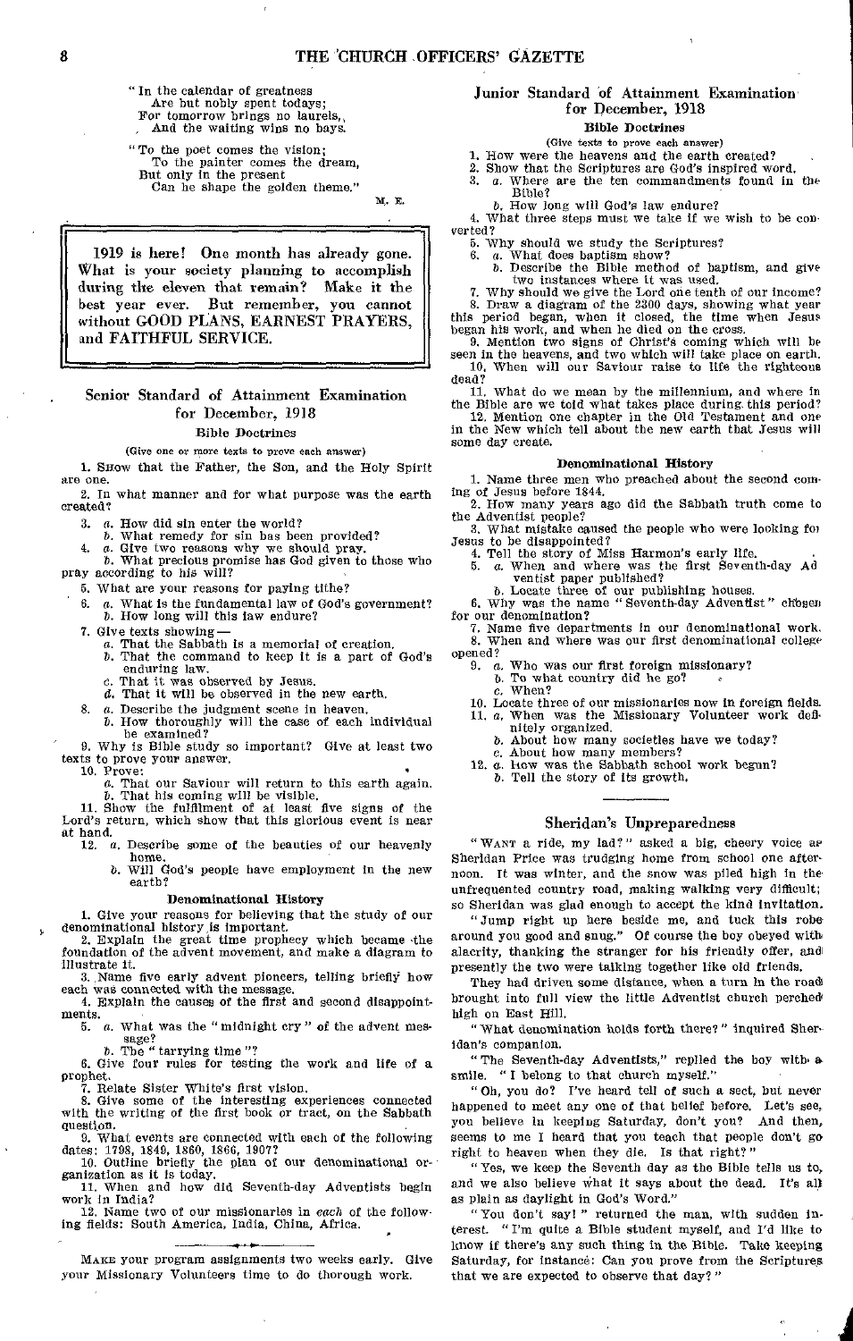"In the calendar of greatness
Are but nobly spent todays;
For tomorrow brings no laurels,
And the waiting wins no bays.

"To the poet comes the vision;
To the painter comes the dream,
But only in the present
Can he shape the golden theme."

M. E.

---

1919 is here! One month has already gone. What is your society planning to accomplish during the eleven that remain? Make it the best year ever. But remember, you cannot without GOOD PLANS, EARNEST PRAYERS, and FAITHFUL SERVICE.

---

## Senior Standard of Attainment Examination for December, 1918

### Bible Doctrines

(Give one or more texts to prove each answer)

1. Show that the Father, the Son, and the Holy Spirit are one.
2. In what manner and for what purpose was the earth created?
3. *a.* How did sin enter the world?
   *b.* What remedy for sin has been provided?
4. *a.* Give two reasons why we should pray.
   *b.* What precious promise has God given to those who pray according to his will?
5. What are your reasons for paying tithe?
6. *a.* What is the fundamental law of God's government?
   *b.* How long will this law endure?
7. Give texts showing —
   *a.* That the Sabbath is a memorial of creation.
   *b.* That the command to keep it is a part of God's enduring law.
   *c.* That it was observed by Jesus.
   *d.* That it will be observed in the new earth.
8. *a.* Describe the judgment scene in heaven.
   *b.* How thoroughly will the case of each individual be examined?
9. Why is Bible study so important? Give at least two texts to prove your answer.
10. Prove:
    *a.* That our Saviour will return to this earth again.
    *b.* That his coming will be visible.
11. Show the fulfilment of at least five signs of the Lord's return, which show that this glorious event is near at hand.
12. *a.* Describe some of the beauties of our heavenly home.
    *b.* Will God's people have employment in the new earth?

### Denominational History

1. Give your reasons for believing that the study of our denominational history is important.
2. Explain the great time prophecy which became the foundation of the advent movement, and make a diagram to illustrate it.
3. Name five early advent pioneers, telling briefly how each was connected with the message.
4. Explain the causes of the first and second disappointments.
5. *a.* What was the "midnight cry" of the advent message?
   *b.* The "tarrying time"?
6. Give four rules for testing the work and life of a prophet.
7. Relate Sister White's first vision.
8. Give some of the interesting experiences connected with the writing of the first book or tract, on the Sabbath question.
9. What events are connected with each of the following dates: 1798, 1849, 1860, 1866, 1907?
10. Outline briefly the plan of our denominational organization as it is today.
11. When and how did Seventh-day Adventists begin work in India?
12. Name two of our missionaries in *each* of the following fields: South America, India, China, Africa.

---

Make your program assignments two weeks early. Give your Missionary Volunteers time to do thorough work.

## Junior Standard of Attainment Examination for December, 1918

### Bible Doctrines

(Give texts to prove each answer)

1. How were the heavens and the earth created?
2. Show that the Scriptures are God's inspired word.
3. *a.* Where are the ten commandments found in the Bible?
   *b.* How long will God's law endure?
4. What three steps must we take if we wish to be converted?
5. Why should we study the Scriptures?
6. *a.* What does baptism show?
   *b.* Describe the Bible method of baptism, and give two instances where it was used.
7. Why should we give the Lord one tenth of our income?
8. Draw a diagram of the 2300 days, showing what year this period began, when it closed, the time when Jesus began his work, and when he died on the cross.
9. Mention two signs of Christ's coming which will be seen in the heavens, and two which will take place on earth.
10. When will our Saviour raise to life the righteous dead?
11. What do we mean by the millennium, and where in the Bible are we told what takes place during this period?
12. Mention one chapter in the Old Testament and one in the New which tell about the new earth that Jesus will some day create.

### Denominational History

1. Name three men who preached about the second coming of Jesus before 1844.
2. How many years ago did the Sabbath truth come to the Adventist people?
3. What mistake caused the people who were looking for Jesus to be disappointed?
4. Tell the story of Miss Harmon's early life.
5. *a.* When and where was the first Seventh-day Adventist paper published?
   *b.* Locate three of our publishing houses.
6. Why was the name "Seventh-day Adventist" chosen for our denomination?
7. Name five departments in our denominational work.
8. When and where was our first denominational college opened?
9. *a.* Who was our first foreign missionary?
   *b.* To what country did he go?
   *c.* When?
10. Locate three of our missionaries now in foreign fields.
11. *a.* When was the Missionary Volunteer work definitely organized.
    *b.* About how many societies have we today?
    *c.* About how many members?
12. *a.* How was the Sabbath school work begun?
    *b.* Tell the story of its growth.

---

## Sheridan's Unpreparedness

"Want a ride, my lad?" asked a big, cheery voice as Sheridan Price was trudging home from school one afternoon. It was winter, and the snow was piled high in the unfrequented country road, making walking very difficult; so Sheridan was glad enough to accept the kind invitation.

"Jump right up here beside me, and tuck this robe around you good and snug." Of course the boy obeyed with alacrity, thanking the stranger for his friendly offer, and presently the two were talking together like old friends.

They had driven some distance, when a turn in the road brought into full view the little Adventist church perched high on East Hill.

"What denomination holds forth there?" inquired Sheridan's companion.

"The Seventh-day Adventists," replied the boy with a smile. "I belong to that church myself."

"Oh, you do? I've heard tell of such a sect, but never happened to meet any one of that belief before. Let's see, you believe in keeping Saturday, don't you? And then, seems to me I heard that you teach that people don't go right to heaven when they die. Is that right?"

"Yes, we keep the Seventh day as the Bible tells us to, and we also believe what it says about the dead. It's all as plain as daylight in God's Word."

"You don't say!" returned the man, with sudden interest. "I'm quite a Bible student myself, and I'd like to know if there's any such thing in the Bible. Take keeping Saturday, for instance: Can you prove from the Scriptures that we are expected to observe that day?"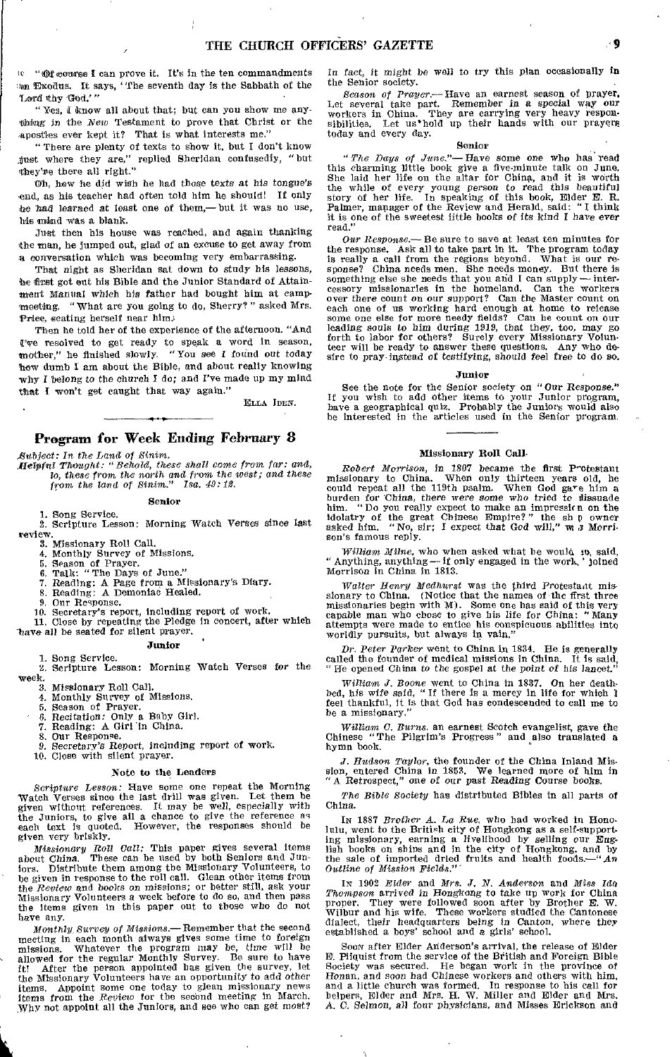"Of course I can prove it. It's in the ten commandments in Exodus. It says, 'The seventh day is the Sabbath of the Lord thy God.'"

"Yes, I know all about that; but can you show me anything in the *New* Testament to prove that Christ or the apostles ever kept it? That is what interests me."

"There are plenty of texts to show it, but I don't know just where they are," replied Sheridan confusedly, "but they're there all right."

Oh, how he did wish he had those texts at his tongue's end, as his teacher had often told him he should! If only he had learned at least one of them,— but it was no use, his mind was a blank.

Just then his house was reached, and again thanking the man, he jumped out, glad of an excuse to get away from a conversation which was becoming very embarrassing.

That night as Sheridan sat down to study his lessons, he first got out his Bible and the Junior Standard of Attainment Manual which his father had bought him at camp-meeting. "What are you going to do, Sherry?" asked Mrs. Price, seating herself near him.

Then he told her of the experience of the afternoon. "And I've resolved to get ready to speak a word in season, mother," he finished slowly. "You see I found out today how dumb I am about the Bible, and about really knowing why I belong to the church I do; and I've made up my mind that I won't get caught that way again."

ELLA IDEN.

## Program for Week Ending February 8

*Subject: In the Land of Sinim.*

*Helpful Thought: "Behold, these shall come from far: and, lo, these from the north and from the west; and these from the land of Sinim." Isa. 49:12.*

### Senior

1. Song Service.
2. Scripture Lesson: Morning Watch Verses since last review.
3. Missionary Roll Call.
4. Monthly Survey of Missions.
5. Season of Prayer.
6. Talk: "The Days of June."
7. Reading: A Page from a Missionary's Diary.
8. Reading: A Demoniac Healed.
9. Our Response.
10. Secretary's report, including report of work.
11. Close by repeating the Pledge in concert, after which have all be seated for silent prayer.

### Junior

1. Song Service.
2. Scripture Lesson: Morning Watch Verses for the week.
3. Missionary Roll Call.
4. Monthly Survey of Missions.
5. Season of Prayer.
6. Recitation: Only a Baby Girl.
7. Reading: A Girl in China.
8. Our Response.
9. Secretary's Report, including report of work.
10. Close with silent prayer.

### Note to the Leaders

*Scripture Lesson:* Have some one repeat the Morning Watch Verses since the last drill was given. Let them be given without references. It may be well, especially with the Juniors, to give all a chance to give the reference as each text is quoted. However, the responses should be given very briskly.

*Missionary Roll Call:* This paper gives several items about China. These can be used by both Seniors and Juniors. Distribute them among the Missionary Volunteers, to be given in response to the roll call. Glean other items from the *Review* and books on missions; or better still, ask your Missionary Volunteers a week before to do so, and then pass the items given in this paper out to those who do not have any.

*Monthly Survey of Missions.*— Remember that the second meeting in each month always gives some time to foreign missions. Whatever the program may be, time will be allowed for the regular Monthly Survey. Be sure to have it! After the person appointed has given the survey, let the Missionary Volunteers have an opportunity to add other items. Appoint some one today to glean missionary news items from the *Review* for the second meeting in March. Why not appoint all the Juniors, and see who can get most? In fact, it might be well to try this plan occasionally in the Senior society.

*Season of Prayer.*— Have an earnest season of prayer. Let several take part. Remember in a special way our workers in China. They are carrying very heavy responsibilities. Let us hold up their hands with our prayers today and every day.

### Senior

*"The Days of June."*— Have some one who has read this charming little book give a five-minute talk on June. She laid her life on the altar for China, and it is worth the while of every young person to read this beautiful story of her life. In speaking of this book, Elder E. R. Palmer, manager of the Review and Herald, said: "I think it is one of the sweetest little books of its kind I have ever read."

*Our Response.*— Be sure to save at least ten minutes for the response. Ask all to take part in it. The program today is really a call from the regions beyond. What is our response? China needs men. She needs money. But there is something else she needs that you and I can supply — intercessory missionaries in the homeland. Can the workers over there count on our support? Can the Master count on each one of us working hard enough at home to release some one else for more needy fields? Can he count on our leading souls to him during 1919, that they, too, may go forth to labor for others? Surely every Missionary Volunteer will be ready to answer these questions. Any who desire to pray instead of testifying, should feel free to do so.

### Junior

See the note for the Senior society on "Our Response." If you wish to add other items to your Junior program, have a geographical quiz. Probably the Juniors would also be interested in the articles used in the Senior program.

### Missionary Roll Call

*Robert Morrison,* in 1807 became the first Protestant missionary to China. When only thirteen years old, he could repeat all the 119th psalm. When God gave him a burden for China, there were some who tried to dissuade him. "Do you really expect to make an impression on the idolatry of the great Chinese Empire?" the ship owner asked him. "No, sir; I expect that God will," was Morrison's famous reply.

*William Milne,* who when asked what he would do, said, "Anything, anything — if only engaged in the work," joined Morrison in China in 1813.

*Walter Henry Medhurst* was the third Protestant missionary to China. (Notice that the names of the first three missionaries begin with M). Some one has said of this very capable man who chose to give his life for China: "Many attempts were made to entice his conspicuous abilities into worldly pursuits, but always in vain."

*Dr. Peter Parker* went to China in 1834. He is generally called the founder of medical missions in China. It is said, "He opened China to the gospel at the point of his lancet."

*William J. Boone* went to China in 1837. On her deathbed, his wife said, "If there is a mercy in life for which I feel thankful, it is that God has condescended to call me to be a missionary."

*William C. Burns,* an earnest Scotch evangelist, gave the Chinese "The Pilgrim's Progress" and also translated a hymn book.

*J. Hudson Taylor,* the founder of the China Inland Mission, entered China in 1853. We learned more of him in "A Retrospect," one of our past Reading Course books.

*The Bible Society* has distributed Bibles in all parts of China.

IN 1887 *Brother A. La Rue,* who had worked in Honolulu, went to the British city of Hongkong as a self-supporting missionary, earning a livelihood by selling our English books on ships and in the city of Hongkong, and by the sale of imported dried fruits and health foods.—"*An Outline of Mission Fields.*"

IN 1902 *Elder* and *Mrs. J. N. Anderson* and *Miss Ida Thompson* arrived in Hongkong to take up work for China proper. They were followed soon after by Brother E. W. Wilbur and his wife. These workers studied the Cantonese dialect, their headquarters being in Canton, where they established a boys' school and a girls' school.

SOON after Elder Anderson's arrival, the release of Elder E. Pilquist from the service of the British and Foreign Bible Society was secured. He began work in the province of Honan, and soon had Chinese workers and others with him, and a little church was formed. In response to his call for helpers, Elder and Mrs. H. W. Miller and Elder and Mrs. A. C. Selmon, all four physicians, and Misses Erickson and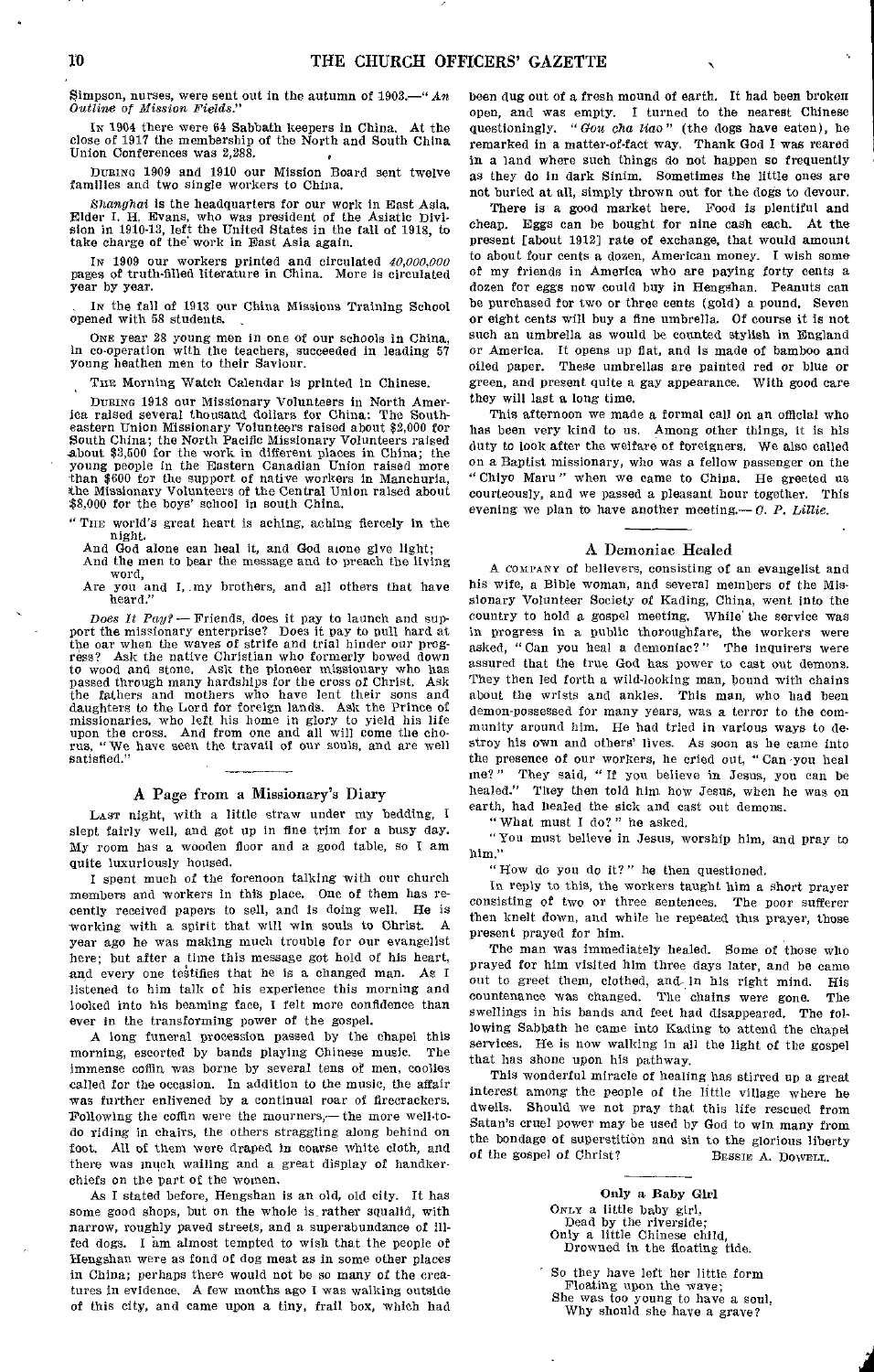Simpson, nurses, were sent out in the autumn of 1903.—"*An Outline of Mission Fields.*"

IN 1904 there were 64 Sabbath keepers in China. At the close of 1917 the membership of the North and South China Union Conferences was 2,288.

DURING 1909 and 1910 our Mission Board sent twelve families and two single workers to China.

*Shanghai* is the headquarters for our work in East Asia. Elder I. H. Evans, who was president of the Asiatic Division in 1910-13, left the United States in the fall of 1918, to take charge of the work in East Asia again.

IN 1909 our workers printed and circulated *40,000,000* pages of truth-filled literature in China. More is circulated year by year.

IN the fall of 1913 our China Missions Training School opened with 58 students.

ONE year 28 young men in one of our schools in China, in co-operation with the teachers, succeeded in leading 57 young heathen men to their Saviour.

THE Morning Watch Calendar is printed in Chinese.

DURING 1918 our Missionary Volunteers in North America raised several thousand dollars for China: The Southeastern Union Missionary Volunteers raised about $2,000 for South China; the North Pacific Missionary Volunteers raised about $3,500 for the work in different places in China; the young people in the Eastern Canadian Union raised more than $600 for the support of native workers in Manchuria, the Missionary Volunteers of the Central Union raised about $8,000 for the boys' school in south China.

"THE world's great heart is aching, aching fiercely in the night.
And God alone can heal it, and God alone give light;
And the men to bear the message and to preach the living word,
Are you and I, my brothers, and all others that have heard."

*Does It Pay?* — Friends, does it pay to launch and support the missionary enterprise? Does it pay to pull hard at the oar when the waves of strife and trial hinder our progress? Ask the native Christian who formerly bowed down to wood and stone. Ask the pioneer missionary who has passed through many hardships for the cross of Christ. Ask the fathers and mothers who have lent their sons and daughters to the Lord for foreign lands. Ask the Prince of missionaries, who left his home in glory to yield his life upon the cross. And from one and all will come the chorus, "We have seen the travail of our souls, and are well satisfied."

## A Page from a Missionary's Diary

LAST night, with a little straw under my bedding, I slept fairly well, and got up in fine trim for a busy day. My room has a wooden floor and a good table, so I am quite luxuriously housed.

I spent much of the forenoon talking with our church members and workers in this place. One of them has recently received papers to sell, and is doing well. He is working with a spirit that will win souls to Christ. A year ago he was making much trouble for our evangelist here; but after a time this message got hold of his heart, and every one testifies that he is a changed man. As I listened to him talk of his experience this morning and looked into his beaming face, I felt more confidence than ever in the transforming power of the gospel.

A long funeral procession passed by the chapel this morning, escorted by bands playing Chinese music. The immense coffin was borne by several tens of men, coolies called for the occasion. In addition to the music, the affair was further enlivened by a continual roar of firecrackers. Following the coffin were the mourners,— the more well-to-do riding in chairs, the others straggling along behind on foot. All of them were draped in coarse white cloth, and there was much wailing and a great display of handkerchiefs on the part of the women.

As I stated before, Hengshan is an old, old city. It has some good shops, but on the whole is rather squalid, with narrow, roughly paved streets, and a superabundance of ill-fed dogs. I am almost tempted to wish that the people of Hengshan were as fond of dog meat as in some other places in China; perhaps there would not be so many of the creatures in evidence. A few months ago I was walking outside of this city, and came upon a tiny, frail box, which had been dug out of a fresh mound of earth. It had been broken open, and was empty. I turned to the nearest Chinese questioningly. "*Gou cha liao*" (the dogs have eaten), he remarked in a matter-of-fact way. Thank God I was reared in a land where such things do not happen so frequently as they do in dark Sinim. Sometimes the little ones are not buried at all, simply thrown out for the dogs to devour.

There is a good market here. Food is plentiful and cheap. Eggs can be bought for nine cash each. At the present [about 1912] rate of exchange, that would amount to about four cents a dozen, American money. I wish some of my friends in America who are paying forty cents a dozen for eggs now could buy in Hengshan. Peanuts can be purchased for two or three cents (gold) a pound. Seven or eight cents will buy a fine umbrella. Of course it is not such an umbrella as would be counted stylish in England or America. It opens up flat, and is made of bamboo and oiled paper. These umbrellas are painted red or blue or green, and present quite a gay appearance. With good care they will last a long time.

This afternoon we made a formal call on an official who has been very kind to us. Among other things, it is his duty to look after the welfare of foreigners. We also called on a Baptist missionary, who was a fellow passenger on the "Chiyo Maru" when we came to China. He greeted us courteously, and we passed a pleasant hour together. This evening we plan to have another meeting.— *O. P. Lillie.*

## A Demoniac Healed

A COMPANY of believers, consisting of an evangelist and his wife, a Bible woman, and several members of the Missionary Volunteer Society of Kading, China, went into the country to hold a gospel meeting. While the service was in progress in a public thoroughfare, the workers were asked, "Can you heal a demoniac?" The inquirers were assured that the true God has power to cast out demons. They then led forth a wild-looking man, bound with chains about the wrists and ankles. This man, who had been demon-possessed for many years, was a terror to the community around him. He had tried in various ways to destroy his own and others' lives. As soon as he came into the presence of our workers, he cried out, "Can you heal me?" They said, "If you believe in Jesus, you can be healed." They then told him how Jesus, when he was on earth, had healed the sick and cast out demons.

"What must I do?" he asked.

"You must believe in Jesus, worship him, and pray to him."

"How do you do it?" he then questioned.

In reply to this, the workers taught him a short prayer consisting of two or three sentences. The poor sufferer then knelt down, and while he repeated this prayer, those present prayed for him.

The man was immediately healed. Some of those who prayed for him visited him three days later, and he came out to greet them, clothed, and in his right mind. His countenance was changed. The chains were gone. The swellings in his hands and feet had disappeared. The following Sabbath he came into Kading to attend the chapel services. He is now walking in all the light of the gospel that has shone upon his pathway.

This wonderful miracle of healing has stirred up a great interest among the people of the little village where he dwells. Should we not pray that this life rescued from Satan's cruel power may be used by God to win many from the bondage of superstition and sin to the glorious liberty of the gospel of Christ?

BESSIE A. DOWELL.

### Only a Baby Girl

ONLY a little baby girl,
Dead by the riverside;
Only a little Chinese child,
Drowned in the floating tide.

So they have left her little form
Floating upon the wave;
She was too young to have a soul,
Why should she have a grave?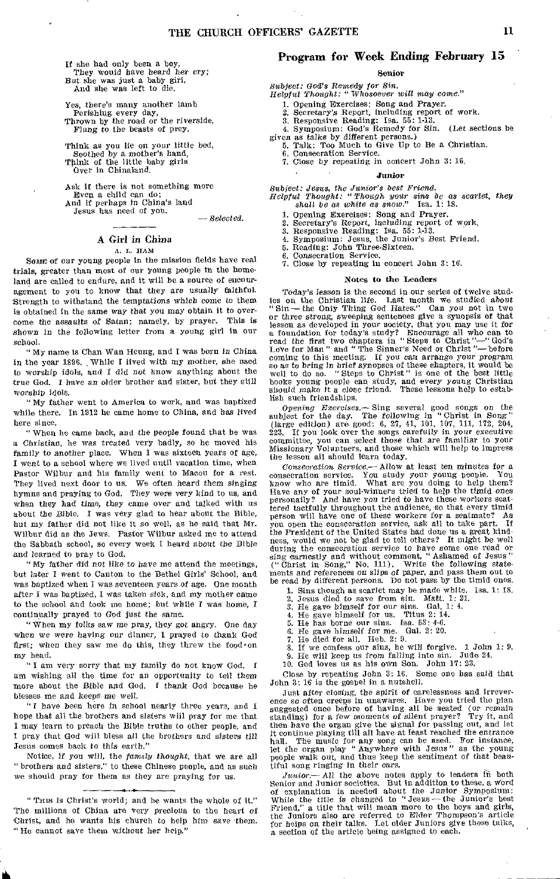If she had only been a boy,
They would have heard her cry;
But she was just a baby girl,
And she was left to die.

Yes, there's many another lamb
Perishing every day,
Thrown by the road or the riverside,
Flung to the beasts of prey.

Think as you lie on your little bed,
Soothed by a mother's hand,
Think of the little baby girls
Over in Chinaland.

Ask if there is not something more
Even a child can do;
And if perhaps in China's land
Jesus has need of you.

— *Selected.*

## A Girl in China

A. L. HAM

SOME of our young people in the mission fields have real trials, greater than most of our young people in the homeland are called to endure, and it will be a source of encouragement to you to know that they are usually faithful. Strength to withstand the temptations which come to them is obtained in the same way that you may obtain it to overcome the assaults of Satan; namely, by prayer. This is shown in the following letter from a young girl in our school.

"My name is Chan Wan Heung, and I was born in China in the year 1896. While I lived with my mother, she used to worship idols, and I did not know anything about the true God. I have an older brother and sister, but they still worship idols.

"My father went to America to work, and was baptized while there. In 1912 he came home to China, and has lived here since.

"When he came back, and the people found that he was a Christian, he was treated very badly, so he moved his family to another place. When I was sixteen years of age, I went to a school where we lived until vacation time, when Pastor Wilbur and his family went to Macou for a rest. They lived next door to us. We often heard them singing hymns and praying to God. They were very kind to us, and when they had time, they came over and talked with us about the Bible. I was very glad to hear about the Bible, but my father did not like it so well, as he said that Mr. Wilbur did as the Jews. Pastor Wilbur asked me to attend the Sabbath school, so every week I heard about the Bible and learned to pray to God.

"My father did not like to have me attend the meetings, but later I went to Canton to the Bethel Girls' School, and was baptized when I was seventeen years of age. One month after I was baptized, I was taken sick, and my mother came to the school and took me home; but while I was home, I continually prayed to God just the same.

"When my folks saw me pray, they got angry. One day when we were having our dinner, I prayed to thank God first; when they saw me do this, they threw the food on my head.

"I am very sorry that my family do not know God. I am wishing all the time for an opportunity to tell them more about the Bible and God. I thank God because he blesses me and keeps me well.

"I have been here in school nearly three years, and I hope that all the brothers and sisters will pray for me that I may learn to preach the Bible truths to other people, and I pray that God will bless all the brothers and sisters till Jesus comes back to this earth."

Notice, if you will, the *family thought*, that we are all "brothers and sisters," to these Chinese people, and as such we should pray for them as they are praying for us.

"THIS is Christ's world; and he wants the whole of it." The millions of China are very precious to the heart of Christ, and he wants his church to help him save them. "He cannot save them without her help."

## Program for Week Ending February 15

### Senior

*Subject: God's Remedy for Sin.*
*Helpful Thought: "Whosoever will may come."*

1. Opening Exercises: Song and Prayer.
2. Secretary's Report, including report of work.
3. Responsive Reading: Isa. 55: 1-13.
4. Symposium: God's Remedy for Sin. (Let sections be given as talks by different persons.)
5. Talk: Too Much to Give Up to Be a Christian.
6. Consecration Service.
7. Close by repeating in concert John 3: 16.

### Junior

*Subject: Jesus, the Junior's best Friend.*
*Helpful Thought: "Though your sins be as scarlet, they shall be as white as snow."* Isa. 1: 18.

1. Opening Exercises: Song and Prayer.
2. Secretary's Report, including report of work.
3. Responsive Reading: Isa. 55: 1-13.
4. Symposium: Jesus, the Junior's Best Friend.
5. Reading: John Three-Sixteen.
6. Consecration Service.
7. Close by repeating in concert John 3: 16.

### Notes to the Leaders

Today's lesson is the second in our series of twelve studies on the Christian life. Last month we studied about "Sin — the Only Thing God Hates." Can you not in two or three strong, sweeping sentences give a synopsis of that lesson as developed in your society, that you may use it for a foundation for today's study? Encourage all who can to read the first two chapters in "Steps to Christ"—"God's Love for Man" and "The Sinner's Need of Christ"— before coming to this meeting. If you can arrange your program so as to bring in brief synopses of these chapters, it would be well to do so. "Steps to Christ" is one of the best little books young people can study, and every young Christian should make it a close friend. These lessons help to establish such friendships.

*Opening Exercises.*— Sing several good songs on the subject for the day. The following in "Christ in Song" (large edition) are good: 6, 27, 41, 101, 107, 111, 172, 204, 223. If you look over the songs carefully in your executive committee, you can select those that are familiar to your Missionary Volunteers, and those which will help to impress the lesson all should learn today.

*Consecration Service.*— Allow at least ten minutes for a consecration service. You study your young people. You know who are timid. What are you doing to help them? Have any of your soul-winners tried to help the timid ones personally? And have you tried to have these workers scattered tactfully throughout the audience, so that every timid person will have one of these workers for a seatmate? As you open the consecration service, ask all to take part. If the President of the United States had done us a great kindness, would we not be glad to tell others? It might be well during the consecration service to have some one read or sing earnestly and without comment, "Ashamed of Jesus" ("Christ in Song," No. 111). Write the following statements and references on slips of paper, and pass them out to be read by different persons. Do not pass by the timid ones.

1. Sins though as scarlet may be made white. Isa. 1: 18.
2. Jesus died to save from sin. Matt. 1: 21.
3. He gave himself for our sins. Gal. 1: 4.
4. He gave himself for us. Titus 2: 14.
5. He has borne our sins. Isa. 53: 4-6.
6. He gave himself for me. Gal. 2: 20.
7. He died for all. Heb. 2: 9.
8. If we confess our sins, he will forgive. 1 John 1: 9.
9. He will keep us from falling into sin. Jude 24.
10. God loves us as his own Son. John 17: 23.

Close by repeating John 3: 16. Some one has said that John 3: 16 is the gospel in a nutshell.

Just after closing, the spirit of carelessness and irreverence so often creeps in unawares. Have you tried the plan suggested once before of having all be seated (or remain standing) for a few moments of silent prayer? Try it, and then have the organ give the signal for passing out, and let it continue playing till all have at least reached the entrance hall. The music for any song can be used. For instance, let the organ play "Anywhere with Jesus" as the young people walk out, and thus keep the sentiment of that beautiful song ringing in their ears.

*Junior.*— All the above notes apply to leaders in both Senior and Junior societies. But in addition to these, a word of explanation is needed about the Junior Symposium: While the title is changed to "Jesus — the Junior's best Friend," a title that will mean more to the boys and girls, the Juniors also are referred to Elder Thompson's article for helps on their talks. Let older Juniors give these talks, a section of the article being assigned to each.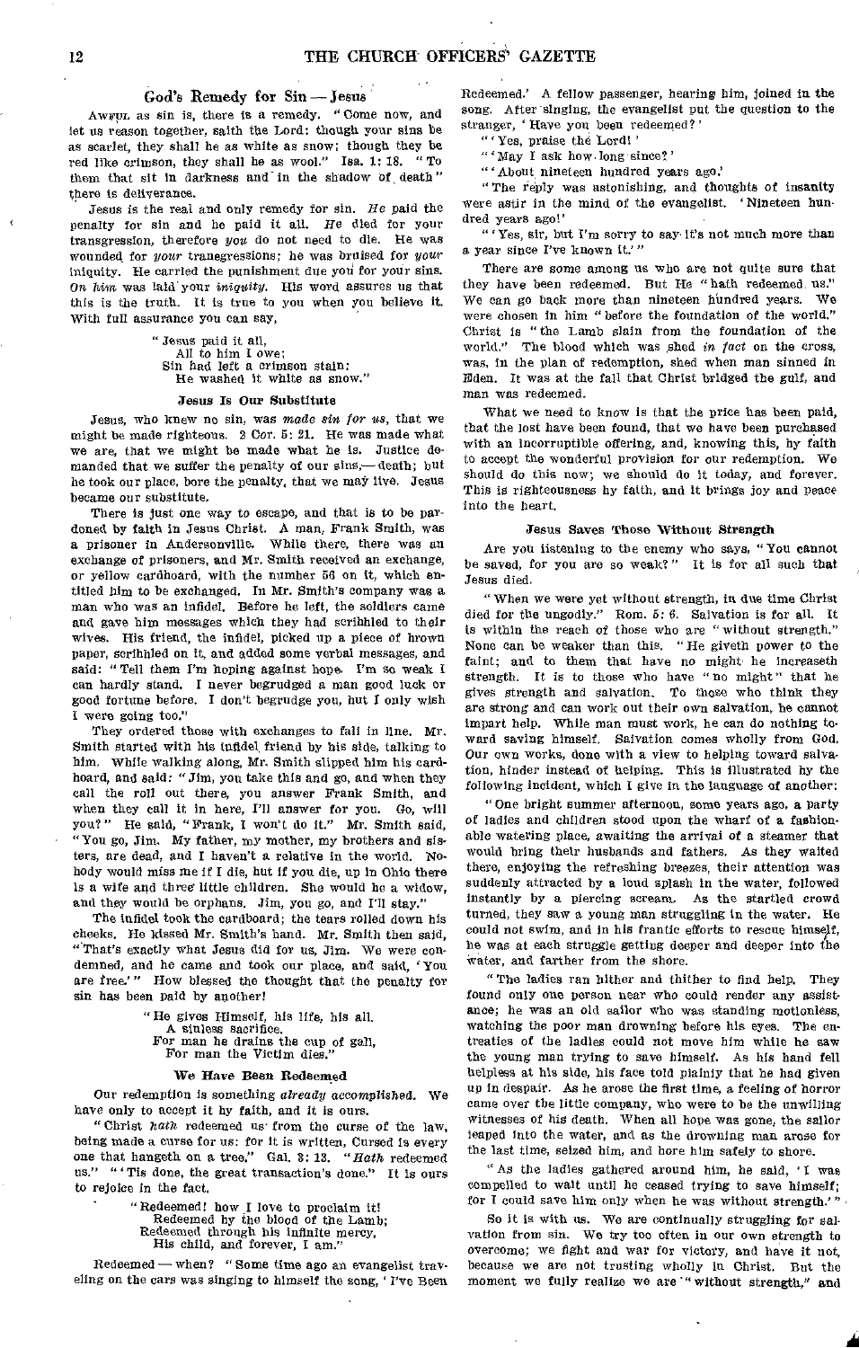## God's Remedy for Sin — Jesus

Awful as sin is, there is a remedy. "Come now, and let us reason together, saith the Lord: though your sins be as scarlet, they shall be as white as snow; though they be red like crimson, they shall be as wool." Isa. 1: 18. "To them that sit in darkness and in the shadow of death" there is deliverance.

Jesus is the real and only remedy for sin. *He* paid the penalty for sin and he paid it all. *He* died for your transgression, therefore *you* do not need to die. He was wounded for *your* transgressions; he was bruised for *your* iniquity. He carried the punishment due you for your sins. *On him* was laid your *iniquity*. His word assures us that this is the truth. It is true to you when you believe it. With full assurance you can say,

> "Jesus paid it all,
> All to him I owe;
> Sin had left a crimson stain;
> He washed it white as snow."

### Jesus Is Our Substitute

Jesus, who knew no sin, was *made sin for us*, that we might be made righteous. 2 Cor. 5: 21. He was made what we are, that we might be made what he is. Justice demanded that we suffer the penalty of our sins,— death; but he took our place, bore the penalty, that we may live. Jesus became our substitute.

There is just one way to escape, and that is to be pardoned by faith in Jesus Christ. A man, Frank Smith, was a prisoner in Andersonville. While there, there was an exchange of prisoners, and Mr. Smith received an exchange, or yellow cardboard, with the number 56 on it, which entitled him to be exchanged. In Mr. Smith's company was a man who was an infidel. Before he left, the soldiers came and gave him messages which they had scribbled to their wives. His friend, the infidel, picked up a piece of brown paper, scribbled on it, and added some verbal messages, and said: "Tell them I'm hoping against hope. I'm so weak I can hardly stand. I never begrudged a man good luck or good fortune before. I don't begrudge you, but I only wish I were going too."

They ordered those with exchanges to fall in line. Mr. Smith started with his infidel friend by his side, talking to him. While walking along, Mr. Smith slipped him his cardboard, and said: "Jim, you take this and go, and when they call the roll out there, you answer Frank Smith, and when they call it in here, I'll answer for you. Go, will you?" He said, "Frank, I won't do it." Mr. Smith said, "You go, Jim. My father, my mother, my brothers and sisters, are dead, and I haven't a relative in the world. Nobody would miss me if I die, but if you die, up in Ohio there is a wife and three little children. She would be a widow, and they would be orphans. Jim, you go, and I'll stay."

The infidel took the cardboard; the tears rolled down his cheeks. He kissed Mr. Smith's hand. Mr. Smith then said, "That's exactly what Jesus did for us, Jim. We were condemned, and he came and took our place, and said, 'You are free.'" How blessed the thought that the penalty for sin has been paid by another!

> "He gives Himself, his life, his all,
> A sinless sacrifice,
> For man he drains the cup of gall,
> For man the Victim dies."

### We Have Been Redeemed

Our redemption is something *already accomplished*. We have only to accept it by faith, and it is ours.

"Christ *hath* redeemed us from the curse of the law, being made a curse for us: for it is written, Cursed is every one that hangeth on a tree." Gal. 3: 13. "*Hath* redeemed us." "'Tis done, the great transaction's done." It is ours to rejoice in the fact.

> "Redeemed! how I love to proclaim it!
> Redeemed by the blood of the Lamb;
> Redeemed through his infinite mercy,
> His child, and forever, I am."

Redeemed — when? "Some time ago an evangelist traveling on the cars was singing to himself the song, 'I've Been Redeemed.' A fellow passenger, hearing him, joined in the song. After singing, the evangelist put the question to the stranger, 'Have you been redeemed?'

"'Yes, praise the Lord!'

"'May I ask how long since?'

"'About nineteen hundred years ago.'

"The reply was astonishing, and thoughts of insanity were astir in the mind of the evangelist. 'Nineteen hundred years ago!'

"'Yes, sir, but I'm sorry to say it's not much more than a year since I've known it.'"

There are some among us who are not quite sure that they have been redeemed. But He "hath redeemed us." We can go back more than nineteen hundred years. We were chosen in him "before the foundation of the world." Christ is "the Lamb slain from the foundation of the world." The blood which was shed *in fact* on the cross, was, in the plan of redemption, shed when man sinned in Eden. It was at the fall that Christ bridged the gulf, and man was redeemed.

What we need to know is that the price has been paid, that the lost have been found, that we have been purchased with an incorruptible offering, and, knowing this, by faith to accept the wonderful provision for our redemption. We should do this now; we should do it today, and forever. This is righteousness by faith, and it brings joy and peace into the heart.

### Jesus Saves Those Without Strength

Are you listening to the enemy who says, "You cannot be saved, for you are so weak?" It is for all such that Jesus died.

"When we were yet without strength, in due time Christ died for the ungodly." Rom. 5: 6. Salvation is for all. It is within the reach of those who are "without strength." None can be weaker than this. "He giveth power to the faint; and to them that have no might he increaseth strength. It is to those who have "no might" that he gives strength and salvation. To those who think they are strong and can work out their own salvation, he cannot impart help. While man must work, he can do nothing toward saving himself. Salvation comes wholly from God. Our own works, done with a view to helping toward salvation, hinder instead of helping. This is illustrated by the following incident, which I give in the language of another:

"One bright summer afternoon, some years ago, a party of ladies and children stood upon the wharf of a fashionable watering place, awaiting the arrival of a steamer that would bring their husbands and fathers. As they waited there, enjoying the refreshing breezes, their attention was suddenly attracted by a loud splash in the water, followed instantly by a piercing scream. As the startled crowd turned, they saw a young man struggling in the water. He could not swim, and in his frantic efforts to rescue himself, he was at each struggle getting deeper and deeper into the water, and farther from the shore.

"The ladies ran hither and thither to find help. They found only one person near who could render any assistance; he was an old sailor who was standing motionless, watching the poor man drowning before his eyes. The entreaties of the ladies could not move him while he saw the young man trying to save himself. As his hand fell helpless at his side, his face told plainly that he had given up in despair. As he arose the first time, a feeling of horror came over the little company, who were to be the unwilling witnesses of his death. When all hope was gone, the sailor leaped into the water, and as the drowning man arose for the last time, seized him, and bore him safely to shore.

"As the ladies gathered around him, he said, 'I was compelled to wait until he ceased trying to save himself; for I could save him only when he was without strength.'"

So it is with us. We are continually struggling for salvation from sin. We try too often in our own strength to overcome; we fight and war for victory, and have it not, because we are not trusting wholly in Christ. But the moment we fully realize we are "without strength," and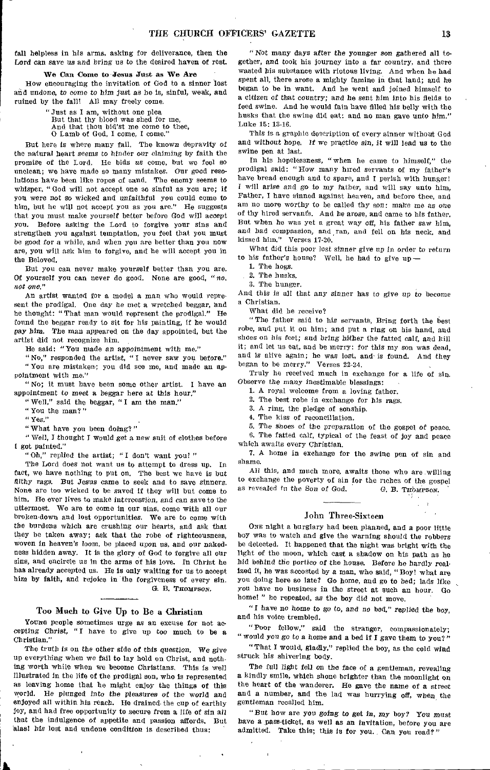fall helpless in his arms, asking for deliverance, then the Lord can save us and bring us to the desired haven of rest.

### We Can Come to Jesus Just as We Are

How encouraging the invitation of God to a sinner lost and undone, *to come to him* just as he is, sinful, weak, and ruined by the fall! All may freely come.

> "Just as I am, without one plea
> But that thy blood was shed for me,
> And that thou bid'st me come to thee,
> O Lamb of God, I come, I come."

But here is where many fail. The known depravity of the natural heart seems to hinder our claiming by faith the promise of the Lord. He bids us come, but we feel so unclean; we have made so many mistakes. Our good resolutions have been like ropes of sand. The enemy seems to whisper, "God will not accept one so sinful as you are; if you were not so wicked and unfaithful you could come to him, but he will not accept you as you are." He suggests that you must make yourself better before God will accept you. Before asking the Lord to forgive your sins and strengthen you against temptation, you feel that you must be good for a while, and when you are better than you now are, you will ask him to forgive, and he will accept you in the Beloved.

But you can never make yourself better than you are. Of yourself you can never do good. None are good, "*no, not one*."

An artist wanted for a model a man who would represent the prodigal. One day he met a wretched beggar, and he thought: "That man would represent the prodigal." He found the beggar ready to sit for his painting, if he would pay him. The man appeared on the day appointed, but the artist did not recognize him.

He said: "You made an appointment with me."

"No," responded the artist, "I never saw you before."

"You are mistaken; you did see me, and made an appointment with me."

"No; it must have been some other artist. I have an appointment to meet a beggar here at this hour."

"Well," said the beggar, "I am the man."

"You the man?"

"Yes."

"What have you been doing?"

"Well, I thought I would get a new suit of clothes before I got painted."

"Oh," replied the artist; "I don't want you!"

The Lord does not want us to attempt to dress up. In fact, we have nothing to put on. The best we have is but filthy rags. But Jesus came to seek and to save sinners. None are too wicked to be saved if they will but come to him. He ever lives to make intercession, and can save to the uttermost. We are to come in our sins, come with all our broken-down and lost opportunities. We are to come with the burdens which are crushing our hearts, and ask that they be taken away; ask that the robe of righteousness, woven in heaven's loom, be placed upon us, and our nakedness hidden away. It is the glory of God to forgive all our sins, and encircle us in the arms of his love. In Christ he has already accepted us. He is only waiting for us to accept him by faith, and rejoice in the forgiveness of every sin.

G. B. Thompson.

## Too Much to Give Up to Be a Christian

Young people sometimes urge as an excuse for not accepting Christ, "I have to give up too much to be a Christian."

The truth is on the other side of this question. We give up everything when we fail to lay hold on Christ, and nothing worth while when we become Christians. This is well illustrated in the life of the prodigal son, who is represented as leaving home that he might enjoy the things of this world. He plunged into the pleasures of the world and enjoyed all within his reach. He drained the cup of earthly joy, and had free opportunity to secure from a life of sin all that the indulgence of appetite and passion affords. But alas! his lost and undone condition is described thus:

"Not many days after the younger son gathered all together, and took his journey into a far country, and there wasted his substance with riotous living. And when he had spent all, there arose a mighty famine in that land; and he began to be in want. And he went and joined himself to a citizen of that country; and he sent him into his fields to feed swine. And he would fain have filled his belly with the husks that the swine did eat: and no man gave unto him." Luke 15: 13-16.

This is a graphic description of every sinner without God and without hope. If we practice sin, it will lead us to the swine pen at last.

In his hopelessness, "when he came to himself," the prodigal said: "How many hired servants of my father's have bread enough and to spare, and I perish with hunger! I will arise and go to my father, and will say unto him, Father, I have sinned against heaven, and before thee, and am no more worthy to be called thy son: make me as one of thy hired servants. And he arose, and came to his father. But when he was yet a great way off, his father saw him, and had compassion, and ran, and fell on his neck, and kissed him." Verses 17-20.

What did this poor lost sinner give up in order to return to his father's house? Well, he had to give up —

1. The hogs.
2. The husks.
3. The hunger.

And this is all that any sinner has to give up to become a Christian.

What did he receive?

"The father said to his servants, Bring forth the best robe, and put it on him; and put a ring on his hand, and shoes on his feet; and bring hither the fatted calf, and kill it; and let us eat, and be merry: for this my son was dead, and is alive again; he was lost, and is found. And they began to be merry." Verses 22-24.

Truly he received much in exchange for a life of sin. Observe the many inestimable blessings:

1. A royal welcome from a loving father.
2. The best robe in exchange for his rags.
3. A ring, the pledge of sonship.
4. The kiss of reconciliation.
5. The shoes of the preparation of the gospel of peace.
6. The fatted calf, typical of the feast of joy and peace which awaits every Christian.
7. A home in exchange for the swine pen of sin and shame.

All this, and much more, awaits those who are willing to exchange the poverty of sin for the riches of the gospel as revealed in the Son of God.

G. B. Thompson.

## John Three-Sixteen

One night a burglary had been planned, and a poor little boy was to watch and give the warning should the robbers be detected. It happened that the night was bright with the light of the moon, which cast a shadow on his path as he hid behind the portico of the house. Before he hardly realized it, he was accosted by a man, who said, "Boy! what are you doing here so late? Go home, and go to bed; lads like you have no business in the street at such an hour. Go home!" he repeated, as the boy did not move.

"I have no home to go to, and no bed," replied the boy, and his voice trembled.

"Poor fellow," said the stranger, compassionately; "would you go to a home and a bed if I gave them to you?"

"That I would, gladly," replied the boy, as the cold wind struck his shivering body.

The full light fell on the face of a gentleman, revealing a kindly smile, which shone brighter than the moonlight on the heart of the wanderer. He gave the name of a street and a number, and the lad was hurrying off, when the gentleman recalled him.

"But how are you going to get in, my boy? You must have a pass-ticket, as well as an invitation, before you are admitted. Take this; this is for you. Can you read?"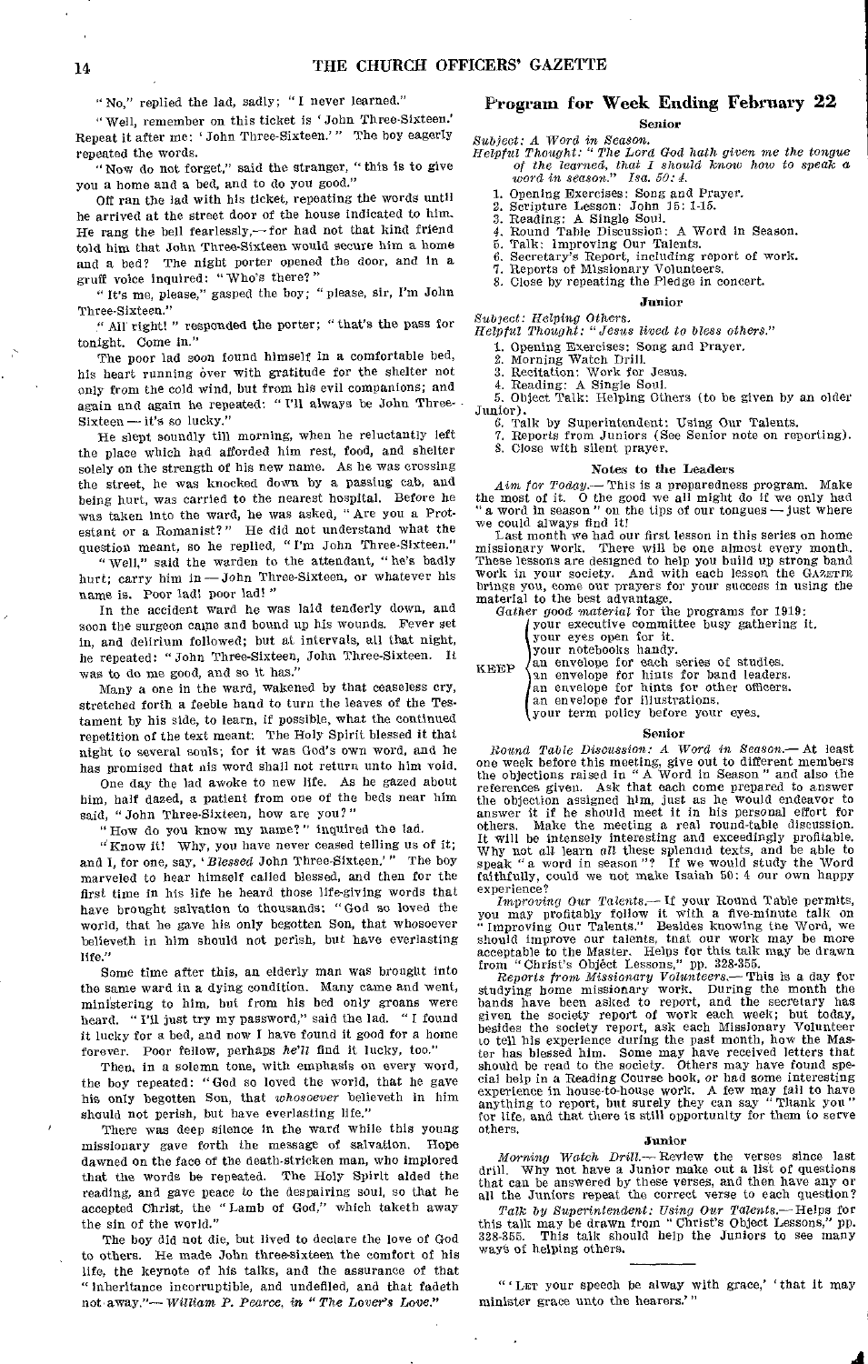"No," replied the lad, sadly; "I never learned."

"Well, remember on this ticket is 'John Three-Sixteen.' Repeat it after me: 'John Three-Sixteen.'" The boy eagerly repeated the words.

"Now do not forget," said the stranger, "this is to give you a home and a bed, and to do you good."

Off ran the lad with his ticket, repeating the words until he arrived at the street door of the house indicated to him. He rang the bell fearlessly,— for had not that kind friend told him that John Three-Sixteen would secure him a home and a bed? The night porter opened the door, and in a gruff voice inquired: "Who's there?"

"It's me, please," gasped the boy; "please, sir, I'm John Three-Sixteen."

"All right!" responded the porter; "that's the pass for tonight. Come in."

The poor lad soon found himself in a comfortable bed, his heart running over with gratitude for the shelter not only from the cold wind, but from his evil companions; and again and again he repeated: "I'll always be John Three-Sixteen — it's so lucky."

He slept soundly till morning, when he reluctantly left the place which had afforded him rest, food, and shelter solely on the strength of his new name. As he was crossing the street, he was knocked down by a passing cab, and being hurt, was carried to the nearest hospital. Before he was taken into the ward, he was asked, "Are you a Protestant or a Romanist?" He did not understand what the question meant, so he replied, "I'm John Three-Sixteen."

"Well," said the warden to the attendant, "he's badly hurt; carry him in — John Three-Sixteen, or whatever his name is. Poor lad! poor lad!"

In the accident ward he was laid tenderly down, and soon the surgeon came and bound up his wounds. Fever set in, and delirium followed; but at intervals, all that night, he repeated: "John Three-Sixteen, John Three-Sixteen. It was to do me good, and so it has."

Many a one in the ward, wakened by that ceaseless cry, stretched forth a feeble hand to turn the leaves of the Testament by his side, to learn, if possible, what the continued repetition of the text meant. The Holy Spirit blessed it that night to several souls; for it was God's own word, and he has promised that his word shall not return unto him void.

One day the lad awoke to new life. As he gazed about him, half dazed, a patient from one of the beds near him said, "John Three-Sixteen, how are you?"

"How do you know my name?" inquired the lad.

"Know it! Why, you have never ceased telling us of it; and I, for one, say, '*Blessed* John Three-Sixteen.'" The boy marveled to hear himself called blessed, and then for the first time in his life he heard those life-giving words that have brought salvation to thousands: "God so loved the world, that he gave his only begotten Son, that whosoever believeth in him should not perish, but have everlasting life."

Some time after this, an elderly man was brought into the same ward in a dying condition. Many came and went, ministering to him, but from his bed only groans were heard. "I'll just try my password," said the lad. "I found it lucky for a bed, and now I have found it good for a home forever. Poor fellow, perhaps *he'll* find it lucky, too."

Then, in a solemn tone, with emphasis on every word, the boy repeated: "God so loved the world, that he gave his only begotten Son, that *whosoever* believeth in him should not perish, but have everlasting life."

There was deep silence in the ward while this young missionary gave forth the message of salvation. Hope dawned on the face of the death-stricken man, who implored that the words be repeated. The Holy Spirit aided the reading, and gave peace to the despairing soul, so that he accepted Christ, the "Lamb of God," which taketh away the sin of the world."

The boy did not die, but lived to declare the love of God to others. He made John three-sixteen the comfort of his life, the keynote of his talks, and the assurance of that "inheritance incorruptible, and undefiled, and that fadeth not away."— *William P. Pearce, in "The Lover's Love."*

## Program for Week Ending February 22

### Senior

*Subject: A Word in Season.*

*Helpful Thought: "The Lord God hath given me the tongue of the learned, that I should know how to speak a word in season." Isa. 50: 4.*

1. Opening Exercises: Song and Prayer.
2. Scripture Lesson: John 15: 1-15.
3. Reading: A Single Soul.
4. Round Table Discussion: A Word in Season.
5. Talk: Improving Our Talents.
6. Secretary's Report, including report of work.
7. Reports of Missionary Volunteers.
8. Close by repeating the Pledge in concert.

### Junior

*Subject: Helping Others.*

*Helpful Thought: "Jesus lived to bless others."*

1. Opening Exercises: Song and Prayer.
2. Morning Watch Drill.
3. Recitation: Work for Jesus.
4. Reading: A Single Soul.
5. Object Talk: Helping Others (to be given by an older Junior).
6. Talk by Superintendent: Using Our Talents.
7. Reports from Juniors (See Senior note on reporting).
8. Close with silent prayer.

### Notes to the Leaders

*Aim for Today.*— This is a preparedness program. Make the most of it. O the good we all might do if we only had "a word in season" on the tips of our tongues — just where we could always find it!

Last month we had our first lesson in this series on home missionary work. There will be one almost every month. These lessons are designed to help you build up strong band work in your society. And with each lesson the GAZETTE brings you, come our prayers for your success in using the material to the best advantage.

*Gather good material* for the programs for 1919:

KEEP
- your executive committee busy gathering it.
- your eyes open for it.
- your notebooks handy.
- an envelope for each series of studies.
- an envelope for hints for band leaders.
- an envelope for hints for other officers.
- an envelope for illustrations.
- your term policy before your eyes.

### Senior

*Round Table Discussion: A Word in Season.*— At least one week before this meeting, give out to different members the objections raised in "A Word in Season" and also the references given. Ask that each come prepared to answer the objection assigned him, just as he would endeavor to answer it if he should meet it in his personal effort for others. Make the meeting a real round-table discussion. It will be intensely interesting and exceedingly profitable. Why not *all* learn *all* these splendid texts, and be able to speak "a word in season"? If we would study the Word faithfully, could we not make Isaiah 50: 4 our own happy experience?

*Improving Our Talents.*— If your Round Table permits, you may profitably follow it with a five-minute talk on "Improving Our Talents." Besides knowing the Word, we should improve our talents, that our work may be more acceptable to the Master. Helps for this talk may be drawn from "Christ's Object Lessons," pp. 328-355.

*Reports from Missionary Volunteers.*— This is a day for studying home missionary work. During the month the bands have been asked to report, and the secretary has given the society report of work each week; but today, besides the society report, ask each Missionary Volunteer to tell his experience during the past month, how the Master has blessed him. Some may have received letters that should be read to the society. Others may have found special help in a Reading Course book, or had some interesting experience in house-to-house work. A few may fail to have anything to report, but surely they can say "Thank you" for life, and that there is still opportunity for them to serve others.

### Junior

*Morning Watch Drill.*— Review the verses since last drill. Why not have a Junior make out a list of questions that can be answered by these verses, and then have any or all the Juniors repeat the correct verse to each question?

*Talk by Superintendent: Using Our Talents.*— Helps for this talk may be drawn from "Christ's Object Lessons," pp. 328-355. This talk should help the Juniors to see many ways of helping others.

---

"'LET your speech be alway with grace,' 'that it may minister grace unto the hearers.'"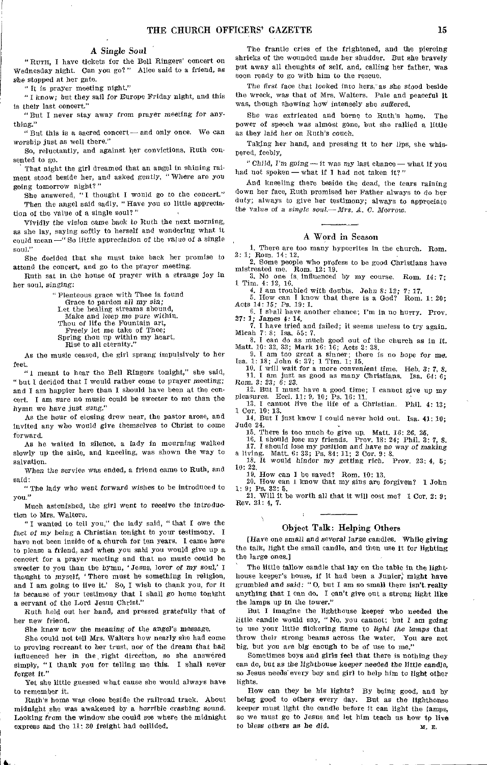## *A Single Soul*

"RUTH, I have tickets for the Bell Ringers' concert on Wednesday night. Can you go?" Alice said to a friend, as she stopped at her gate.

"It is prayer meeting night."

"I know; but they sail for Europe Friday night, and this is their last concert."

"But I never stay away from prayer meeting for anything."

"But this is a sacred concert — and only once. We can worship just as well there."

So, reluctantly, and against her convictions, Ruth consented to go.

That night the girl dreamed that an angel in shining raiment stood beside her, and asked gently, "Where are you going tomorrow night?"

She answered, "I thought I would go to the concert."

Then the angel said sadly, "Have you so little appreciation of the value of a single soul?"

Vividly the vision came back to Ruth the next morning, as she lay, saying softly to herself and wondering what it could mean — "So little appreciation of the value of a single soul."

She decided that she must take back her promise to attend the concert, and go to the prayer meeting.

Ruth sat in the house of prayer with a strange joy in her soul, singing:

> "Plenteous grace with Thee is found
> Grace to pardon all my sin;
> Let the healing streams abound,
> Make and keep me pure within.
> Thou of life the Fountain art,
> Freely let me take of Thee;
> Spring thou up within my heart,
> Rise to all eternity."

As the music ceased, the girl sprang impulsively to her feet.

"I meant to hear the Bell Ringers tonight," she said, "but I decided that I would rather come to prayer meeting; and I am happier here than I should have been at the concert. I am sure no music could be sweeter to me than the hymn we have just sung."

As the hour of closing drew near, the pastor arose, and invited any who would give themselves to Christ to come forward.

As he waited in silence, a lady in mourning walked slowly up the aisle, and kneeling, was shown the way to salvation.

When the service was ended, a friend came to Ruth, and said:

"The lady who went forward wishes to be introduced to you."

Much astonished, the girl went to receive the introduction to Mrs. Walters.

"I wanted to tell you," the lady said, "that I owe the fact of my being a Christian tonight to your testimony. I have not been inside of a church for ten years. I came here to please a friend, and when you said you would give up a concert for a prayer meeting and that no music could be sweeter to you than the hymn, 'Jesus, lover of my soul,' I thought to myself, 'There must be something in religion, and I am going to live it.' So, I wish to thank you, for it is because of your testimony that I shall go home tonight a servant of the Lord Jesus Christ."

Ruth held out her hand, and pressed gratefully that of her new friend.

She knew now the meaning of the angel's message.

She could not tell Mrs. Walters how nearly she had come to proving recreant to her trust, nor of the dream that had influenced her in the right direction, so she answered simply, "I thank you for telling me this. I shall never forget it."

Yet she little guessed what cause she would always have to remember it.

Ruth's home was close beside the railroad track. About midnight she was awakened by a horrible crashing sound. Looking from the window she could see where the midnight express and the 11:30 freight had collided.

The frantic cries of the frightened, and the piercing shrieks of the wounded made her shudder. But she bravely put away all thoughts of self, and, calling her father, was soon ready to go with him to the rescue.

The first face that looked into hers, as she stood beside the wreck, was that of Mrs. Walters. Pale and peaceful it was, though showing how intensely she suffered.

She was extricated and borne to Ruth's home. The power of speech was almost gone, but she rallied a little as they laid her on Ruth's couch.

Taking her hand, and pressing it to her lips, she whispered, feebly,

"Child, I'm going — it was my last chance — what if you had not spoken — what if I had not taken it?"

And kneeling there beside the dead, the tears raining down her face, Ruth promised her Father always to do her duty; always to give her testimony; always to appreciate the value of a *single soul*.— *Mrs. A. C. Morrow.*

## A Word in Season

1. There are too many hypocrites in the church. Rom. 2: 1; Rom. 14: 12.
2. Some people who profess to be good Christians have mistreated me. Rom. 12: 19.
3. No one is influenced by my course. Rom. 14: 7; 1 Tim. 4: 12, 16.
4. I am troubled with doubts. John 8: 12; 7: 17.
5. How can I know that there is a God? Rom. 1: 20; Acts 14: 15; Ps. 19: 1.
6. I shall have another chance; I'm in no hurry. Prov. 27: 1; James 4: 14.
7. I have tried and failed; it seems useless to try again. Micah 7: 8; Isa. 55: 7.
8. I can do as much good out of the church as in it. Matt. 10: 32, 33; Mark 16: 16; Acts 2: 38.
9. I am too great a sinner; there is no hope for me. Isa. 1: 18; John 6: 37; 1 Tim. 1: 15.
10. I will wait for a more convenient time. Heb. 3: 7, 8.
11. I am just as good as many Christians. Isa. 64: 6; Rom. 3: 23; 6: 23.
12. But I must have a good time; I cannot give up my pleasures. Eccl. 11: 9, 10; Ps. 16: 11.
13. I cannot live the life of a Christian. Phil. 4: 13; 1 Cor. 10: 13.
14. But I just know I could never hold out. Isa. 41: 10; Jude 24.
15. There is too much to give up. Matt. 16: 26, 25.
16. I should lose my friends. Prov. 18: 24; Phil. 3: 7, 8.
17. I should lose my position and have no way of making a living. Matt. 6: 33; Ps. 84: 11; 2 Cor. 9: 8.
18. It would hinder my getting rich. Prov. 23: 4, 5; 19: 22.
19. How can I be saved? Rom. 10: 13.
20. How can I know that my sins are forgiven? 1 John 1: 9; Ps. 32: 5.
21. Will it be worth all that it will cost me? 1 Cor. 2: 9; Rev. 21: 4, 7.

## Object Talk: Helping Others

[Have one small and several large candles. While giving the talk, light the small candle, and then use it for lighting the large ones.]

The little tallow candle that lay on the table in the lighthouse keeper's house, if it had been a Junior, might have grumbled and said: "O, but I am so small there isn't really anything that I can do. I can't give out a strong light like the lamps up in the tower."

But I imagine the lighthouse keeper who needed the little candle would say, "No, you cannot; but I am going to use your little flickering flame to *light the lamps* that throw their strong beams across the water. You are not big, but you are big enough to be of use to me."

Sometimes boys and girls feel that there is nothing they can do, but as the lighthouse keeper needed the little candle, so Jesus needs every boy and girl to help him to light other lights.

How can they be his lights? By being good, and by being good to others every day. But as the lighthouse keeper must light the candle before it can light the lamps, so we must go to Jesus and let him teach us how to live to bless others as he did. M. E.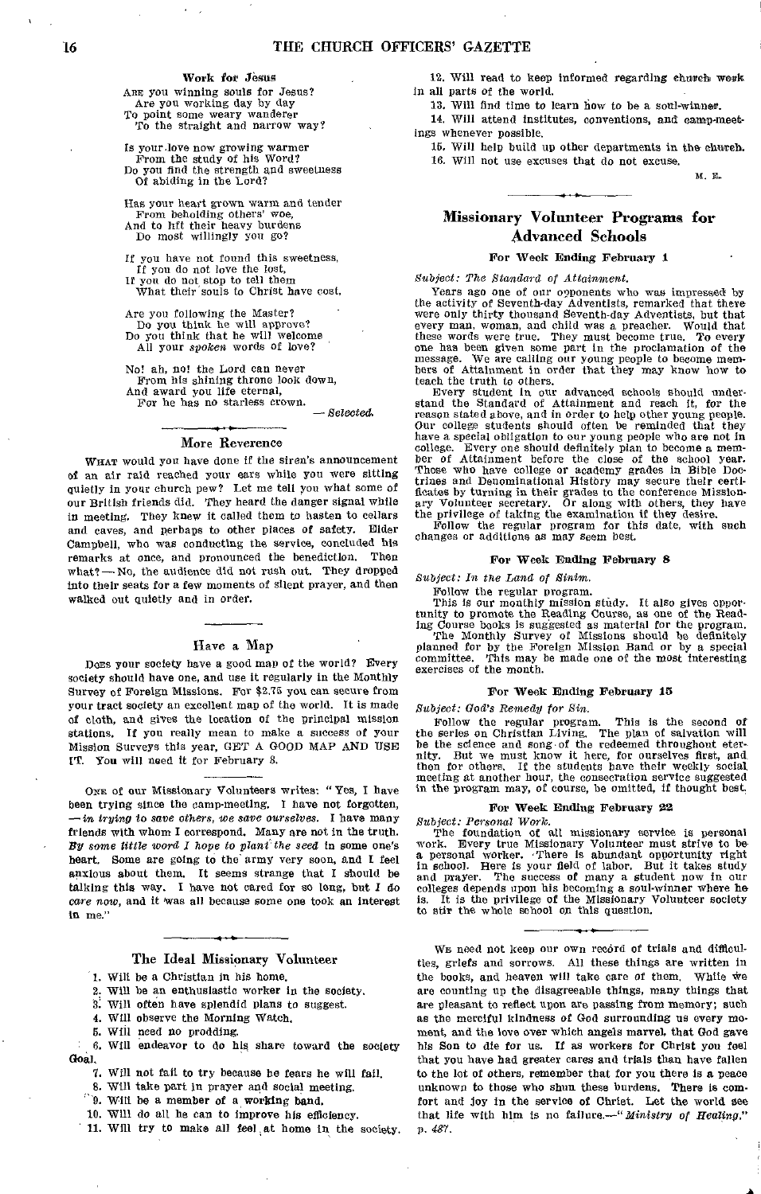### Work for Jesus

Are you winning souls for Jesus?
 Are you working day by day
To point some weary wanderer
 To the straight and narrow way?

Is your love now growing warmer
 From the study of his Word?
Do you find the strength and sweetness
 Of abiding in the Lord?

Has your heart grown warm and tender
 From beholding others' woe,
And to lift their heavy burdens
 Do most willingly you go?

If you have not found this sweetness,
 If you do not love the lost,
If you do not stop to tell them
 What their souls to Christ have cost,

Are you following the Master?
 Do you think he will approve?
Do you think that he will welcome
 All your *spoken* words of love?

No! ah, no! the Lord can never
 From his shining throne look down,
And award you life eternal,
 For he has no starless crown.

— *Selected.*

### More Reverence

What would you have done if the siren's announcement of an air raid reached your ears while you were sitting quietly in your church pew? Let me tell you what some of our British friends did. They heard the danger signal while in meeting. They knew it called them to hasten to cellars and caves, and perhaps to other places of safety. Elder Campbell, who was conducting the service, concluded his remarks at once, and pronounced the benediction. Then what? — No, the audience did not rush out. They dropped into their seats for a few moments of silent prayer, and then walked out quietly and in order.

### Have a Map

Does your society have a good map of the world? Every society should have one, and use it regularly in the Monthly Survey of Foreign Missions. For $2.75 you can secure from your tract society an excellent map of the world. It is made of cloth, and gives the location of the principal mission stations. If you really mean to make a success of your Mission Surveys this year, GET A GOOD MAP AND USE IT. You will need it for February 8.

One of our Missionary Volunteers writes: "Yes, I have been trying since the camp-meeting. I have not forgotten, — *in trying to save others, we save ourselves.* I have many friends with whom I correspond. Many are not in the truth. *By some little word I hope to plant the seed* in some one's heart. Some are going to the army very soon, and I feel anxious about them. It seems strange that I should be talking this way. I have not cared for so long, but *I do care now,* and it was all because some one took an interest in me."

### The Ideal Missionary Volunteer

1. Will be a Christian in his home.
2. Will be an enthusiastic worker in the society.
3. Will often have splendid plans to suggest.
4. Will observe the Morning Watch.
5. Will need no prodding.
6. Will endeavor to do his share toward the society Goal.
7. Will not fail to try because he fears he will fail.
8. Will take part in prayer and social meeting.
9. Will be a member of a working band.
10. Will do all he can to improve his efficiency.
11. Will try to make all feel at home in the society.
12. Will read to keep informed regarding church work in all parts of the world.
13. Will find time to learn how to be a soul-winner.
14. Will attend institutes, conventions, and camp-meetings whenever possible.
15. Will help build up other departments in the church.
16. Will not use excuses that do not excuse.

M. E.

## Missionary Volunteer Programs for Advanced Schools

#### For Week Ending February 1

*Subject: The Standard of Attainment.*

Years ago one of our opponents who was impressed by the activity of Seventh-day Adventists, remarked that there were only thirty thousand Seventh-day Adventists, but that every man, woman, and child was a preacher. Would that these words were true. They must become true. To every one has been given some part in the proclamation of the message. We are calling our young people to become members of Attainment in order that they may know how to teach the truth to others.

Every student in our advanced schools should understand the Standard of Attainment and reach it, for the reason stated above, and in order to help other young people. Our college students should often be reminded that they have a special obligation to our young people who are not in college. Every one should definitely plan to become a member of Attainment before the close of the school year. Those who have college or academy grades in Bible Doctrines and Denominational History may secure their certificates by turning in their grades to the conference Missionary Volunteer secretary. Or along with others, they have the privilege of taking the examination if they desire.

Follow the regular program for this date, with such changes or additions as may seem best.

#### For Week Ending February 8

*Subject: In the Land of Sinim.*

Follow the regular program.

This is our monthly mission study. It also gives opportunity to promote the Reading Course, as one of the Reading Course books is suggested as material for the program.

The Monthly Survey of Missions should be definitely planned for by the Foreign Mission Band or by a special committee. This may be made one of the most interesting exercises of the month.

#### For Week Ending February 15

*Subject: God's Remedy for Sin.*

Follow the regular program. This is the second of the series on Christian Living. The plan of salvation will be the science and song of the redeemed throughout eternity. But we must know it here, for ourselves first, and then for others. If the students have their weekly social meeting at another hour, the consecration service suggested in the program may, of course, be omitted, if thought best.

#### For Week Ending February 22

*Subject: Personal Work.*

The foundation of all missionary service is personal work. Every true Missionary Volunteer must strive to be a personal worker. There is abundant opportunity right in school. Here is your field of labor. But it takes study and prayer. The success of many a student now in our colleges depends upon his becoming a soul-winner where he is. It is the privilege of the Missionary Volunteer society to stir the whole school on this question.

We need not keep our own record of trials and difficulties, griefs and sorrows. All these things are written in the books, and heaven will take care of them. While we are counting up the disagreeable things, many things that are pleasant to reflect upon are passing from memory; such as the merciful kindness of God surrounding us every moment, and the love over which angels marvel, that God gave his Son to die for us. If as workers for Christ you feel that you have had greater cares and trials than have fallen to the lot of others, remember that for you there is a peace unknown to those who shun these burdens. There is comfort and joy in the service of Christ. Let the world see that life with him is no failure.—"*Ministry of Healing,*" p. 487.